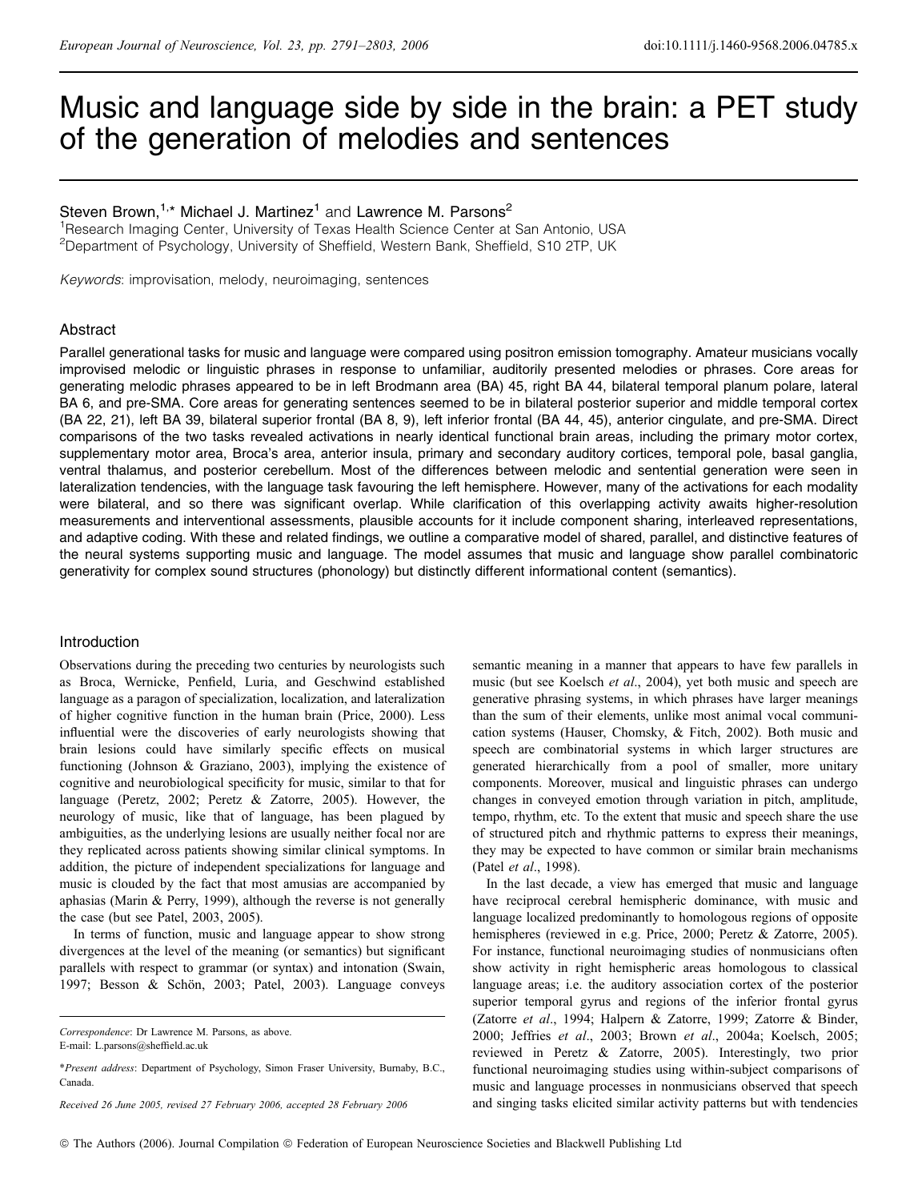# Music and language side by side in the brain: a PET study of the generation of melodies and sentences

Steven Brown,[1,*] Michael J. Martinez[1] and Lawrence M. Parsons[2]

[1]Research Imaging Center, University of Texas Health Science Center at San Antonio, USA
[2]Department of Psychology, University of Sheffield, Western Bank, Sheffield, S10 2TP, UK

*Keywords*: improvisation, melody, neuroimaging, sentences

## Abstract

Parallel generational tasks for music and language were compared using positron emission tomography. Amateur musicians vocally improvised melodic or linguistic phrases in response to unfamiliar, auditorily presented melodies or phrases. Core areas for generating melodic phrases appeared to be in left Brodmann area (BA) 45, right BA 44, bilateral temporal planum polare, lateral BA 6, and pre-SMA. Core areas for generating sentences seemed to be in bilateral posterior superior and middle temporal cortex (BA 22, 21), left BA 39, bilateral superior frontal (BA 8, 9), left inferior frontal (BA 44, 45), anterior cingulate, and pre-SMA. Direct comparisons of the two tasks revealed activations in nearly identical functional brain areas, including the primary motor cortex, supplementary motor area, Broca's area, anterior insula, primary and secondary auditory cortices, temporal pole, basal ganglia, ventral thalamus, and posterior cerebellum. Most of the differences between melodic and sentential generation were seen in lateralization tendencies, with the language task favouring the left hemisphere. However, many of the activations for each modality were bilateral, and so there was significant overlap. While clarification of this overlapping activity awaits higher-resolution measurements and interventional assessments, plausible accounts for it include component sharing, interleaved representations, and adaptive coding. With these and related findings, we outline a comparative model of shared, parallel, and distinctive features of the neural systems supporting music and language. The model assumes that music and language show parallel combinatoric generativity for complex sound structures (phonology) but distinctly different informational content (semantics).

## Introduction

Observations during the preceding two centuries by neurologists such as Broca, Wernicke, Penfield, Luria, and Geschwind established language as a paragon of specialization, localization, and lateralization of higher cognitive function in the human brain (Price, 2000). Less influential were the discoveries of early neurologists showing that brain lesions could have similarly specific effects on musical functioning (Johnson & Graziano, 2003), implying the existence of cognitive and neurobiological specificity for music, similar to that for language (Peretz, 2002; Peretz & Zatorre, 2005). However, the neurology of music, like that of language, has been plagued by ambiguities, as the underlying lesions are usually neither focal nor are they replicated across patients showing similar clinical symptoms. In addition, the picture of independent specializations for language and music is clouded by the fact that most amusias are accompanied by aphasias (Marin & Perry, 1999), although the reverse is not generally the case (but see Patel, 2003, 2005).

In terms of function, music and language appear to show strong divergences at the level of the meaning (or semantics) but significant parallels with respect to grammar (or syntax) and intonation (Swain, 1997; Besson & Schön, 2003; Patel, 2003). Language conveys semantic meaning in a manner that appears to have few parallels in music (but see Koelsch *et al*., 2004), yet both music and speech are generative phrasing systems, in which phrases have larger meanings than the sum of their elements, unlike most animal vocal communication systems (Hauser, Chomsky, & Fitch, 2002). Both music and speech are combinatorial systems in which larger structures are generated hierarchically from a pool of smaller, more unitary components. Moreover, musical and linguistic phrases can undergo changes in conveyed emotion through variation in pitch, amplitude, tempo, rhythm, etc. To the extent that music and speech share the use of structured pitch and rhythmic patterns to express their meanings, they may be expected to have common or similar brain mechanisms (Patel *et al*., 1998).

In the last decade, a view has emerged that music and language have reciprocal cerebral hemispheric dominance, with music and language localized predominantly to homologous regions of opposite hemispheres (reviewed in e.g. Price, 2000; Peretz & Zatorre, 2005). For instance, functional neuroimaging studies of nonmusicians often show activity in right hemispheric areas homologous to classical language areas; i.e. the auditory association cortex of the posterior superior temporal gyrus and regions of the inferior frontal gyrus (Zatorre *et al*., 1994; Halpern & Zatorre, 1999; Zatorre & Binder, 2000; Jeffries *et al*., 2003; Brown *et al*., 2004a; Koelsch, 2005; reviewed in Peretz & Zatorre, 2005). Interestingly, two prior functional neuroimaging studies using within-subject comparisons of music and language processes in nonmusicians observed that speech and singing tasks elicited similar activity patterns but with tendencies

---

*Correspondence*: Dr Lawrence M. Parsons, as above.
E-mail: L.parsons@sheffield.ac.uk

*\*Present address*: Department of Psychology, Simon Fraser University, Burnaby, B.C., Canada.

*Received 26 June 2005, revised 27 February 2006, accepted 28 February 2006*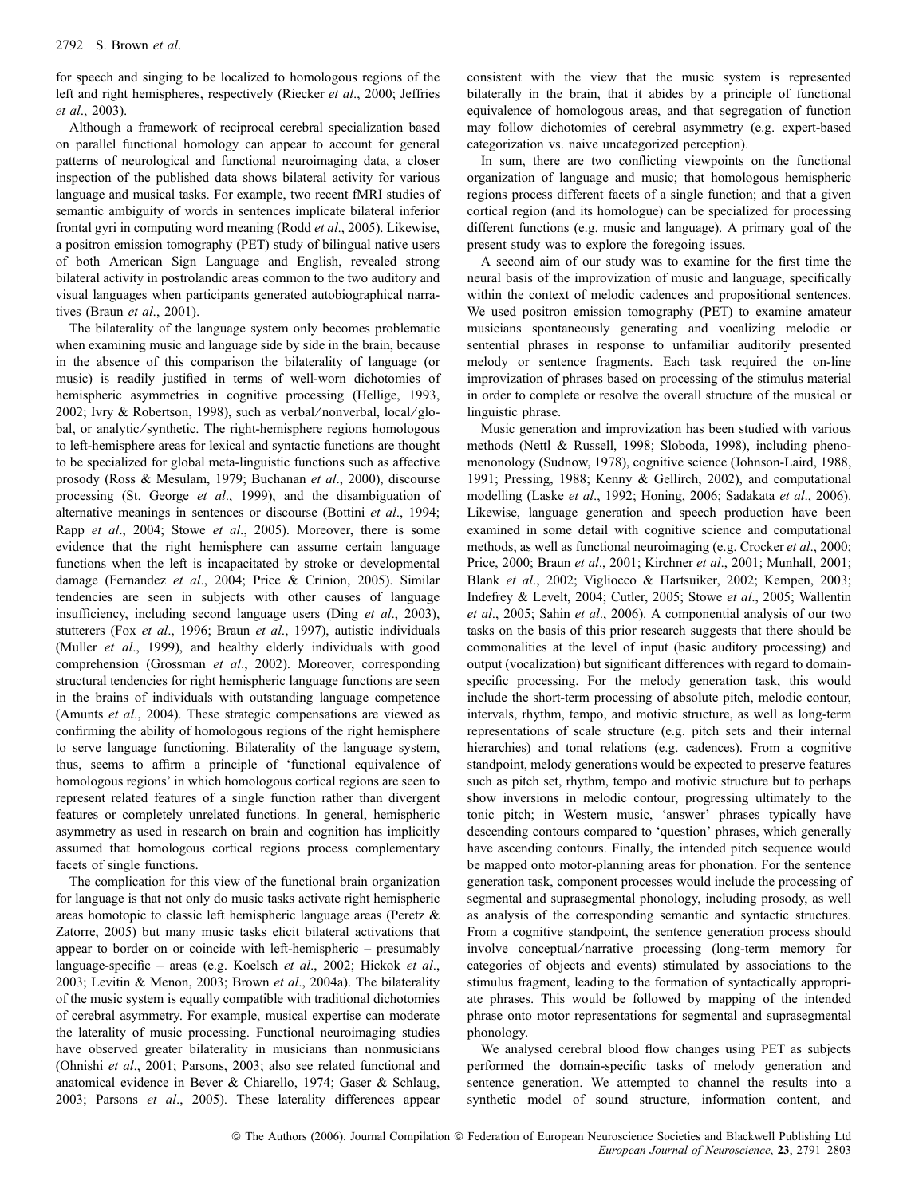for speech and singing to be localized to homologous regions of the left and right hemispheres, respectively (Riecker *et al*., 2000; Jeffries *et al*., 2003).

Although a framework of reciprocal cerebral specialization based on parallel functional homology can appear to account for general patterns of neurological and functional neuroimaging data, a closer inspection of the published data shows bilateral activity for various language and musical tasks. For example, two recent fMRI studies of semantic ambiguity of words in sentences implicate bilateral inferior frontal gyri in computing word meaning (Rodd *et al*., 2005). Likewise, a positron emission tomography (PET) study of bilingual native users of both American Sign Language and English, revealed strong bilateral activity in postrolandic areas common to the two auditory and visual languages when participants generated autobiographical narratives (Braun *et al*., 2001).

The bilaterality of the language system only becomes problematic when examining music and language side by side in the brain, because in the absence of this comparison the bilaterality of language (or music) is readily justified in terms of well-worn dichotomies of hemispheric asymmetries in cognitive processing (Hellige, 1993, 2002; Ivry & Robertson, 1998), such as verbal/nonverbal, local/global, or analytic/synthetic. The right-hemisphere regions homologous to left-hemisphere areas for lexical and syntactic functions are thought to be specialized for global meta-linguistic functions such as affective prosody (Ross & Mesulam, 1979; Buchanan *et al*., 2000), discourse processing (St. George *et al*., 1999), and the disambiguation of alternative meanings in sentences or discourse (Bottini *et al*., 1994; Rapp *et al*., 2004; Stowe *et al*., 2005). Moreover, there is some evidence that the right hemisphere can assume certain language functions when the left is incapacitated by stroke or developmental damage (Fernandez *et al*., 2004; Price & Crinion, 2005). Similar tendencies are seen in subjects with other causes of language insufficiency, including second language users (Ding *et al*., 2003), stutterers (Fox *et al*., 1996; Braun *et al*., 1997), autistic individuals (Muller *et al*., 1999), and healthy elderly individuals with good comprehension (Grossman *et al*., 2002). Moreover, corresponding structural tendencies for right hemispheric language functions are seen in the brains of individuals with outstanding language competence (Amunts *et al*., 2004). These strategic compensations are viewed as confirming the ability of homologous regions of the right hemisphere to serve language functioning. Bilaterality of the language system, thus, seems to affirm a principle of 'functional equivalence of homologous regions' in which homologous cortical regions are seen to represent related features of a single function rather than divergent features or completely unrelated functions. In general, hemispheric asymmetry as used in research on brain and cognition has implicitly assumed that homologous cortical regions process complementary facets of single functions.

The complication for this view of the functional brain organization for language is that not only do music tasks activate right hemispheric areas homotopic to classic left hemispheric language areas (Peretz & Zatorre, 2005) but many music tasks elicit bilateral activations that appear to border on or coincide with left-hemispheric – presumably language-specific – areas (e.g. Koelsch *et al*., 2002; Hickok *et al*., 2003; Levitin & Menon, 2003; Brown *et al*., 2004a). The bilaterality of the music system is equally compatible with traditional dichotomies of cerebral asymmetry. For example, musical expertise can moderate the laterality of music processing. Functional neuroimaging studies have observed greater bilaterality in musicians than nonmusicians (Ohnishi *et al*., 2001; Parsons, 2003; also see related functional and anatomical evidence in Bever & Chiarello, 1974; Gaser & Schlaug, 2003; Parsons *et al*., 2005). These laterality differences appear consistent with the view that the music system is represented bilaterally in the brain, that it abides by a principle of functional equivalence of homologous areas, and that segregation of function may follow dichotomies of cerebral asymmetry (e.g. expert-based categorization vs. naive uncategorized perception).

In sum, there are two conflicting viewpoints on the functional organization of language and music; that homologous hemispheric regions process different facets of a single function; and that a given cortical region (and its homologue) can be specialized for processing different functions (e.g. music and language). A primary goal of the present study was to explore the foregoing issues.

A second aim of our study was to examine for the first time the neural basis of the improvization of music and language, specifically within the context of melodic cadences and propositional sentences. We used positron emission tomography (PET) to examine amateur musicians spontaneously generating and vocalizing melodic or sentential phrases in response to unfamiliar auditorily presented melody or sentence fragments. Each task required the on-line improvization of phrases based on processing of the stimulus material in order to complete or resolve the overall structure of the musical or linguistic phrase.

Music generation and improvization has been studied with various methods (Nettl & Russell, 1998; Sloboda, 1998), including phenomenonology (Sudnow, 1978), cognitive science (Johnson-Laird, 1988, 1991; Pressing, 1988; Kenny & Gellirch, 2002), and computational modelling (Laske *et al*., 1992; Honing, 2006; Sadakata *et al*., 2006). Likewise, language generation and speech production have been examined in some detail with cognitive science and computational methods, as well as functional neuroimaging (e.g. Crocker *et al*., 2000; Price, 2000; Braun *et al*., 2001; Kirchner *et al*., 2001; Munhall, 2001; Blank *et al*., 2002; Vigliocco & Hartsuiker, 2002; Kempen, 2003; Indefrey & Levelt, 2004; Cutler, 2005; Stowe *et al*., 2005; Wallentin *et al*., 2005; Sahin *et al*., 2006). A componential analysis of our two tasks on the basis of this prior research suggests that there should be commonalities at the level of input (basic auditory processing) and output (vocalization) but significant differences with regard to domain-specific processing. For the melody generation task, this would include the short-term processing of absolute pitch, melodic contour, intervals, rhythm, tempo, and motivic structure, as well as long-term representations of scale structure (e.g. pitch sets and their internal hierarchies) and tonal relations (e.g. cadences). From a cognitive standpoint, melody generations would be expected to preserve features such as pitch set, rhythm, tempo and motivic structure but to perhaps show inversions in melodic contour, progressing ultimately to the tonic pitch; in Western music, 'answer' phrases typically have descending contours compared to 'question' phrases, which generally have ascending contours. Finally, the intended pitch sequence would be mapped onto motor-planning areas for phonation. For the sentence generation task, component processes would include the processing of segmental and suprasegmental phonology, including prosody, as well as analysis of the corresponding semantic and syntactic structures. From a cognitive standpoint, the sentence generation process should involve conceptual/narrative processing (long-term memory for categories of objects and events) stimulated by associations to the stimulus fragment, leading to the formation of syntactically appropriate phrases. This would be followed by mapping of the intended phrase onto motor representations for segmental and suprasegmental phonology.

We analysed cerebral blood flow changes using PET as subjects performed the domain-specific tasks of melody generation and sentence generation. We attempted to channel the results into a synthetic model of sound structure, information content, and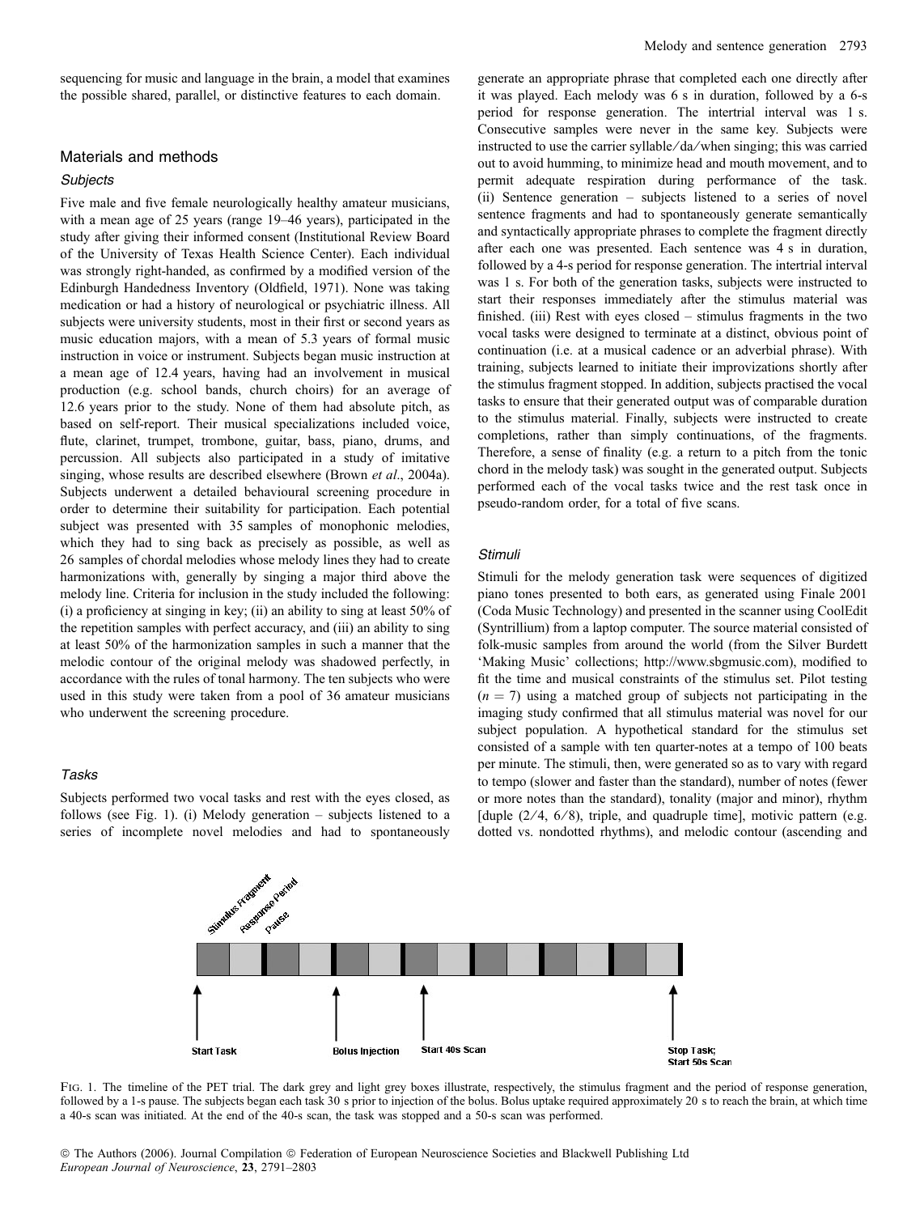sequencing for music and language in the brain, a model that examines the possible shared, parallel, or distinctive features to each domain.

## Materials and methods

### Subjects

Five male and five female neurologically healthy amateur musicians, with a mean age of 25 years (range 19–46 years), participated in the study after giving their informed consent (Institutional Review Board of the University of Texas Health Science Center). Each individual was strongly right-handed, as confirmed by a modified version of the Edinburgh Handedness Inventory (Oldfield, 1971). None was taking medication or had a history of neurological or psychiatric illness. All subjects were university students, most in their first or second years as music education majors, with a mean of 5.3 years of formal music instruction in voice or instrument. Subjects began music instruction at a mean age of 12.4 years, having had an involvement in musical production (e.g. school bands, church choirs) for an average of 12.6 years prior to the study. None of them had absolute pitch, as based on self-report. Their musical specializations included voice, flute, clarinet, trumpet, trombone, guitar, bass, piano, drums, and percussion. All subjects also participated in a study of imitative singing, whose results are described elsewhere (Brown *et al*., 2004a). Subjects underwent a detailed behavioural screening procedure in order to determine their suitability for participation. Each potential subject was presented with 35 samples of monophonic melodies, which they had to sing back as precisely as possible, as well as 26 samples of chordal melodies whose melody lines they had to create harmonizations with, generally by singing a major third above the melody line. Criteria for inclusion in the study included the following: (i) a proficiency at singing in key; (ii) an ability to sing at least 50% of the repetition samples with perfect accuracy, and (iii) an ability to sing at least 50% of the harmonization samples in such a manner that the melodic contour of the original melody was shadowed perfectly, in accordance with the rules of tonal harmony. The ten subjects who were used in this study were taken from a pool of 36 amateur musicians who underwent the screening procedure.

### Tasks

Subjects performed two vocal tasks and rest with the eyes closed, as follows (see Fig. 1). (i) Melody generation – subjects listened to a series of incomplete novel melodies and had to spontaneously generate an appropriate phrase that completed each one directly after it was played. Each melody was 6 s in duration, followed by a 6-s period for response generation. The intertrial interval was 1 s. Consecutive samples were never in the same key. Subjects were instructed to use the carrier syllable ⁄da⁄ when singing; this was carried out to avoid humming, to minimize head and mouth movement, and to permit adequate respiration during performance of the task. (ii) Sentence generation – subjects listened to a series of novel sentence fragments and had to spontaneously generate semantically and syntactically appropriate phrases to complete the fragment directly after each one was presented. Each sentence was 4 s in duration, followed by a 4-s period for response generation. The intertrial interval was 1 s. For both of the generation tasks, subjects were instructed to start their responses immediately after the stimulus material was finished. (iii) Rest with eyes closed – stimulus fragments in the two vocal tasks were designed to terminate at a distinct, obvious point of continuation (i.e. at a musical cadence or an adverbial phrase). With training, subjects learned to initiate their improvizations shortly after the stimulus fragment stopped. In addition, subjects practised the vocal tasks to ensure that their generated output was of comparable duration to the stimulus material. Finally, subjects were instructed to create completions, rather than simply continuations, of the fragments. Therefore, a sense of finality (e.g. a return to a pitch from the tonic chord in the melody task) was sought in the generated output. Subjects performed each of the vocal tasks twice and the rest task once in pseudo-random order, for a total of five scans.

### Stimuli

Stimuli for the melody generation task were sequences of digitized piano tones presented to both ears, as generated using Finale 2001 (Coda Music Technology) and presented in the scanner using CoolEdit (Syntrillium) from a laptop computer. The source material consisted of folk-music samples from around the world (from the Silver Burdett 'Making Music' collections; http://www.sbgmusic.com), modified to fit the time and musical constraints of the stimulus set. Pilot testing ($n = 7$) using a matched group of subjects not participating in the imaging study confirmed that all stimulus material was novel for our subject population. A hypothetical standard for the stimulus set consisted of a sample with ten quarter-notes at a tempo of 100 beats per minute. The stimuli, then, were generated so as to vary with regard to tempo (slower and faster than the standard), number of notes (fewer or more notes than the standard), tonality (major and minor), rhythm [duple (2⁄4, 6⁄8), triple, and quadruple time], motivic pattern (e.g. dotted vs. nondotted rhythms), and melodic contour (ascending and

Stimulus Fragment
Response Period
Pause
Start Task
Bolus Injection
Start 40s Scan
Stop Task;
Start 50s Scan

Fig. 1. The timeline of the PET trial. The dark grey and light grey boxes illustrate, respectively, the stimulus fragment and the period of response generation, followed by a 1-s pause. The subjects began each task 30 s prior to injection of the bolus. Bolus uptake required approximately 20 s to reach the brain, at which time a 40-s scan was initiated. At the end of the 40-s scan, the task was stopped and a 50-s scan was performed.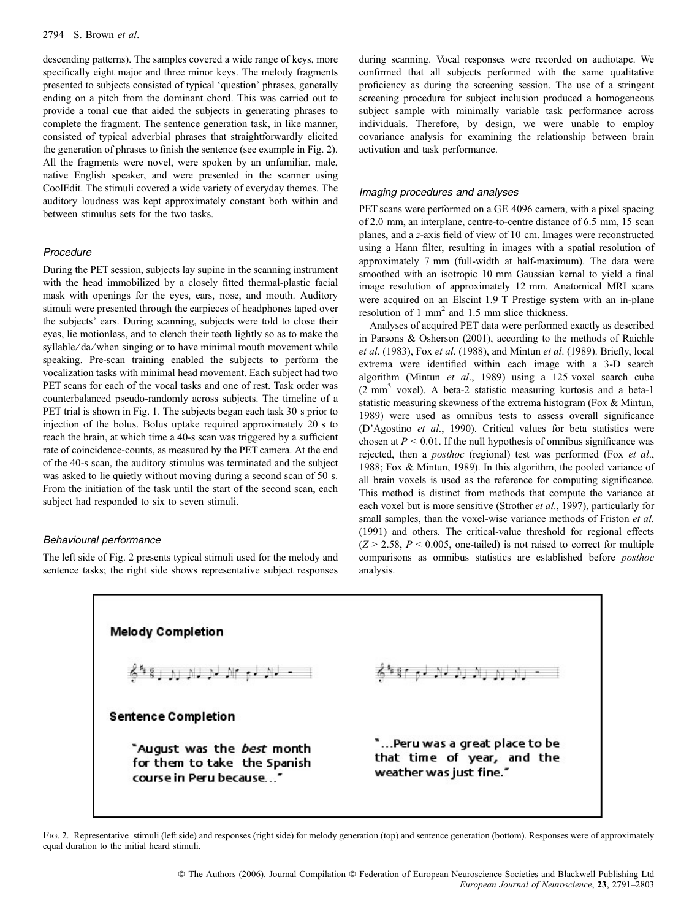descending patterns). The samples covered a wide range of keys, more specifically eight major and three minor keys. The melody fragments presented to subjects consisted of typical 'question' phrases, generally ending on a pitch from the dominant chord. This was carried out to provide a tonal cue that aided the subjects in generating phrases to complete the fragment. The sentence generation task, in like manner, consisted of typical adverbial phrases that straightforwardly elicited the generation of phrases to finish the sentence (see example in Fig. 2). All the fragments were novel, were spoken by an unfamiliar, male, native English speaker, and were presented in the scanner using CoolEdit. The stimuli covered a wide variety of everyday themes. The auditory loudness was kept approximately constant both within and between stimulus sets for the two tasks.

### Procedure

During the PET session, subjects lay supine in the scanning instrument with the head immobilized by a closely fitted thermal-plastic facial mask with openings for the eyes, ears, nose, and mouth. Auditory stimuli were presented through the earpieces of headphones taped over the subjects' ears. During scanning, subjects were told to close their eyes, lie motionless, and to clench their teeth lightly so as to make the syllable/da/when singing or to have minimal mouth movement while speaking. Pre-scan training enabled the subjects to perform the vocalization tasks with minimal head movement. Each subject had two PET scans for each of the vocal tasks and one of rest. Task order was counterbalanced pseudo-randomly across subjects. The timeline of a PET trial is shown in Fig. 1. The subjects began each task 30 s prior to injection of the bolus. Bolus uptake required approximately 20 s to reach the brain, at which time a 40-s scan was triggered by a sufficient rate of coincidence-counts, as measured by the PET camera. At the end of the 40-s scan, the auditory stimulus was terminated and the subject was asked to lie quietly without moving during a second scan of 50 s. From the initiation of the task until the start of the second scan, each subject had responded to six to seven stimuli.

### Behavioural performance

The left side of Fig. 2 presents typical stimuli used for the melody and sentence tasks; the right side shows representative subject responses during scanning. Vocal responses were recorded on audiotape. We confirmed that all subjects performed with the same qualitative proficiency as during the screening session. The use of a stringent screening procedure for subject inclusion produced a homogeneous subject sample with minimally variable task performance across individuals. Therefore, by design, we were unable to employ covariance analysis for examining the relationship between brain activation and task performance.

### Imaging procedures and analyses

PET scans were performed on a GE 4096 camera, with a pixel spacing of 2.0 mm, an interplane, centre-to-centre distance of 6.5 mm, 15 scan planes, and a $z$-axis field of view of 10 cm. Images were reconstructed using a Hann filter, resulting in images with a spatial resolution of approximately 7 mm (full-width at half-maximum). The data were smoothed with an isotropic 10 mm Gaussian kernal to yield a final image resolution of approximately 12 mm. Anatomical MRI scans were acquired on an Elscint 1.9 T Prestige system with an in-plane resolution of 1 $mm^2$ and 1.5 mm slice thickness.

Analyses of acquired PET data were performed exactly as described in Parsons & Osherson (2001), according to the methods of Raichle *et al*. (1983), Fox *et al*. (1988), and Mintun *et al*. (1989). Briefly, local extrema were identified within each image with a 3-D search algorithm (Mintun *et al*., 1989) using a 125 voxel search cube (2 $mm^3$ voxel). A beta-2 statistic measuring kurtosis and a beta-1 statistic measuring skewness of the extrema histogram (Fox & Mintun, 1989) were used as omnibus tests to assess overall significance (D'Agostino *et al*., 1990). Critical values for beta statistics were chosen at $P < 0.01$. If the null hypothesis of omnibus significance was rejected, then a *posthoc* (regional) test was performed (Fox *et al*., 1988; Fox & Mintun, 1989). In this algorithm, the pooled variance of all brain voxels is used as the reference for computing significance. This method is distinct from methods that compute the variance at each voxel but is more sensitive (Strother *et al*., 1997), particularly for small samples, than the voxel-wise variance methods of Friston *et al*. (1991) and others. The critical-value threshold for regional effects ($Z > 2.58$, $P < 0.005$, one-tailed) is not raised to correct for multiple comparisons as omnibus statistics are established before *posthoc* analysis.

**Melody Completion**

**Sentence Completion**

"August was the *best* month for them to take the Spanish course in Peru because..."

"...Peru was a great place to be that time of year, and the weather was just fine."

FIG. 2. Representative stimuli (left side) and responses (right side) for melody generation (top) and sentence generation (bottom). Responses were of approximately equal duration to the initial heard stimuli.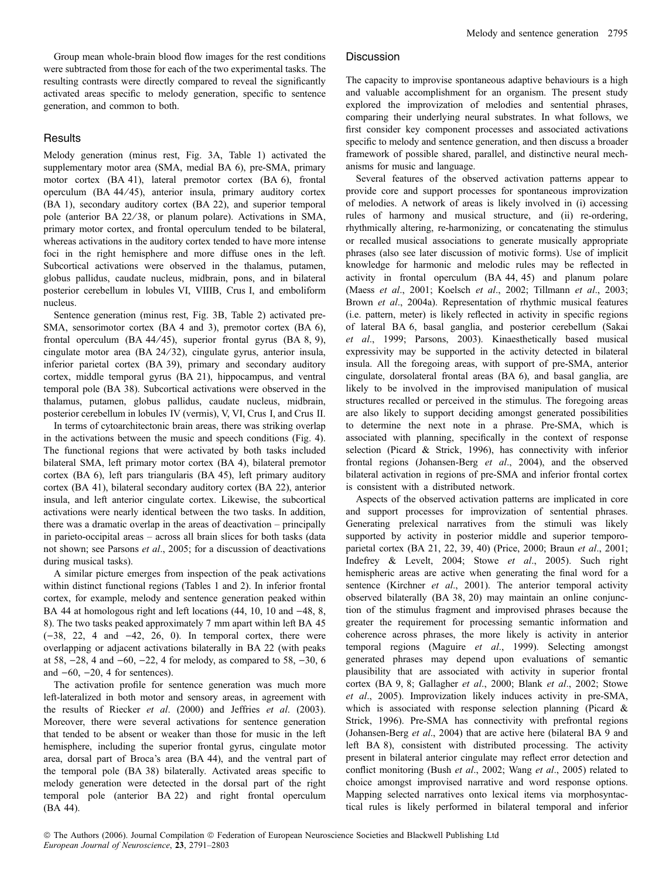Group mean whole-brain blood flow images for the rest conditions were subtracted from those for each of the two experimental tasks. The resulting contrasts were directly compared to reveal the significantly activated areas specific to melody generation, specific to sentence generation, and common to both.

## Results

Melody generation (minus rest, Fig. 3A, Table 1) activated the supplementary motor area (SMA, medial BA 6), pre-SMA, primary motor cortex (BA 41), lateral premotor cortex (BA 6), frontal operculum (BA 44/45), anterior insula, primary auditory cortex (BA 1), secondary auditory cortex (BA 22), and superior temporal pole (anterior BA 22/38, or planum polare). Activations in SMA, primary motor cortex, and frontal operculum tended to be bilateral, whereas activations in the auditory cortex tended to have more intense foci in the right hemisphere and more diffuse ones in the left. Subcortical activations were observed in the thalamus, putamen, globus pallidus, caudate nucleus, midbrain, pons, and in bilateral posterior cerebellum in lobules VI, VIIIB, Crus I, and emboliform nucleus.

Sentence generation (minus rest, Fig. 3B, Table 2) activated pre-SMA, sensorimotor cortex (BA 4 and 3), premotor cortex (BA 6), frontal operculum (BA 44/45), superior frontal gyrus (BA 8, 9), cingulate motor area (BA 24/32), cingulate gyrus, anterior insula, inferior parietal cortex (BA 39), primary and secondary auditory cortex, middle temporal gyrus (BA 21), hippocampus, and ventral temporal pole (BA 38). Subcortical activations were observed in the thalamus, putamen, globus pallidus, caudate nucleus, midbrain, posterior cerebellum in lobules IV (vermis), V, VI, Crus I, and Crus II.

In terms of cytoarchitectonic brain areas, there was striking overlap in the activations between the music and speech conditions (Fig. 4). The functional regions that were activated by both tasks included bilateral SMA, left primary motor cortex (BA 4), bilateral premotor cortex (BA 6), left pars triangularis (BA 45), left primary auditory cortex (BA 41), bilateral secondary auditory cortex (BA 22), anterior insula, and left anterior cingulate cortex. Likewise, the subcortical activations were nearly identical between the two tasks. In addition, there was a dramatic overlap in the areas of deactivation – principally in parieto-occipital areas – across all brain slices for both tasks (data not shown; see Parsons *et al*., 2005; for a discussion of deactivations during musical tasks).

A similar picture emerges from inspection of the peak activations within distinct functional regions (Tables 1 and 2). In inferior frontal cortex, for example, melody and sentence generation peaked within BA 44 at homologous right and left locations (44, 10, 10 and −48, 8, 8). The two tasks peaked approximately 7 mm apart within left BA 45 (−38, 22, 4 and −42, 26, 0). In temporal cortex, there were overlapping or adjacent activations bilaterally in BA 22 (with peaks at 58, −28, 4 and −60, −22, 4 for melody, as compared to 58, −30, 6 and −60, −20, 4 for sentences).

The activation profile for sentence generation was much more left-lateralized in both motor and sensory areas, in agreement with the results of Riecker *et al*. (2000) and Jeffries *et al*. (2003). Moreover, there were several activations for sentence generation that tended to be absent or weaker than those for music in the left hemisphere, including the superior frontal gyrus, cingulate motor area, dorsal part of Broca's area (BA 44), and the ventral part of the temporal pole (BA 38) bilaterally. Activated areas specific to melody generation were detected in the dorsal part of the right temporal pole (anterior BA 22) and right frontal operculum (BA 44).

## Discussion

The capacity to improvise spontaneous adaptive behaviours is a high and valuable accomplishment for an organism. The present study explored the improvization of melodies and sentential phrases, comparing their underlying neural substrates. In what follows, we first consider key component processes and associated activations specific to melody and sentence generation, and then discuss a broader framework of possible shared, parallel, and distinctive neural mechanisms for music and language.

Several features of the observed activation patterns appear to provide core and support processes for spontaneous improvization of melodies. A network of areas is likely involved in (i) accessing rules of harmony and musical structure, and (ii) re-ordering, rhythmically altering, re-harmonizing, or concatenating the stimulus or recalled musical associations to generate musically appropriate phrases (also see later discussion of motivic forms). Use of implicit knowledge for harmonic and melodic rules may be reflected in activity in frontal operculum (BA 44, 45) and planum polare (Maess *et al*., 2001; Koelsch *et al*., 2002; Tillmann *et al*., 2003; Brown *et al*., 2004a). Representation of rhythmic musical features (i.e. pattern, meter) is likely reflected in activity in specific regions of lateral BA 6, basal ganglia, and posterior cerebellum (Sakai *et al*., 1999; Parsons, 2003). Kinaesthetically based musical expressivity may be supported in the activity detected in bilateral insula. All the foregoing areas, with support of pre-SMA, anterior cingulate, dorsolateral frontal areas (BA 6), and basal ganglia, are likely to be involved in the improvised manipulation of musical structures recalled or perceived in the stimulus. The foregoing areas are also likely to support deciding amongst generated possibilities to determine the next note in a phrase. Pre-SMA, which is associated with planning, specifically in the context of response selection (Picard & Strick, 1996), has connectivity with inferior frontal regions (Johansen-Berg *et al*., 2004), and the observed bilateral activation in regions of pre-SMA and inferior frontal cortex is consistent with a distributed network.

Aspects of the observed activation patterns are implicated in core and support processes for improvization of sentential phrases. Generating prelexical narratives from the stimuli was likely supported by activity in posterior middle and superior temporo-parietal cortex (BA 21, 22, 39, 40) (Price, 2000; Braun *et al*., 2001; Indefrey & Levelt, 2004; Stowe *et al*., 2005). Such right hemispheric areas are active when generating the final word for a sentence (Kirchner *et al*., 2001). The anterior temporal activity observed bilaterally (BA 38, 20) may maintain an online conjunction of the stimulus fragment and improvised phrases because the greater the requirement for processing semantic information and coherence across phrases, the more likely is activity in anterior temporal regions (Maguire *et al*., 1999). Selecting amongst generated phrases may depend upon evaluations of semantic plausibility that are associated with activity in superior frontal cortex (BA 9, 8; Gallagher *et al*., 2000; Blank *et al*., 2002; Stowe *et al*., 2005). Improvization likely induces activity in pre-SMA, which is associated with response selection planning (Picard & Strick, 1996). Pre-SMA has connectivity with prefrontal regions (Johansen-Berg *et al*., 2004) that are active here (bilateral BA 9 and left BA 8), consistent with distributed processing. The activity present in bilateral anterior cingulate may reflect error detection and conflict monitoring (Bush *et al*., 2002; Wang *et al*., 2005) related to choice amongst improvised narrative and word response options. Mapping selected narratives onto lexical items via morphosyntactical rules is likely performed in bilateral temporal and inferior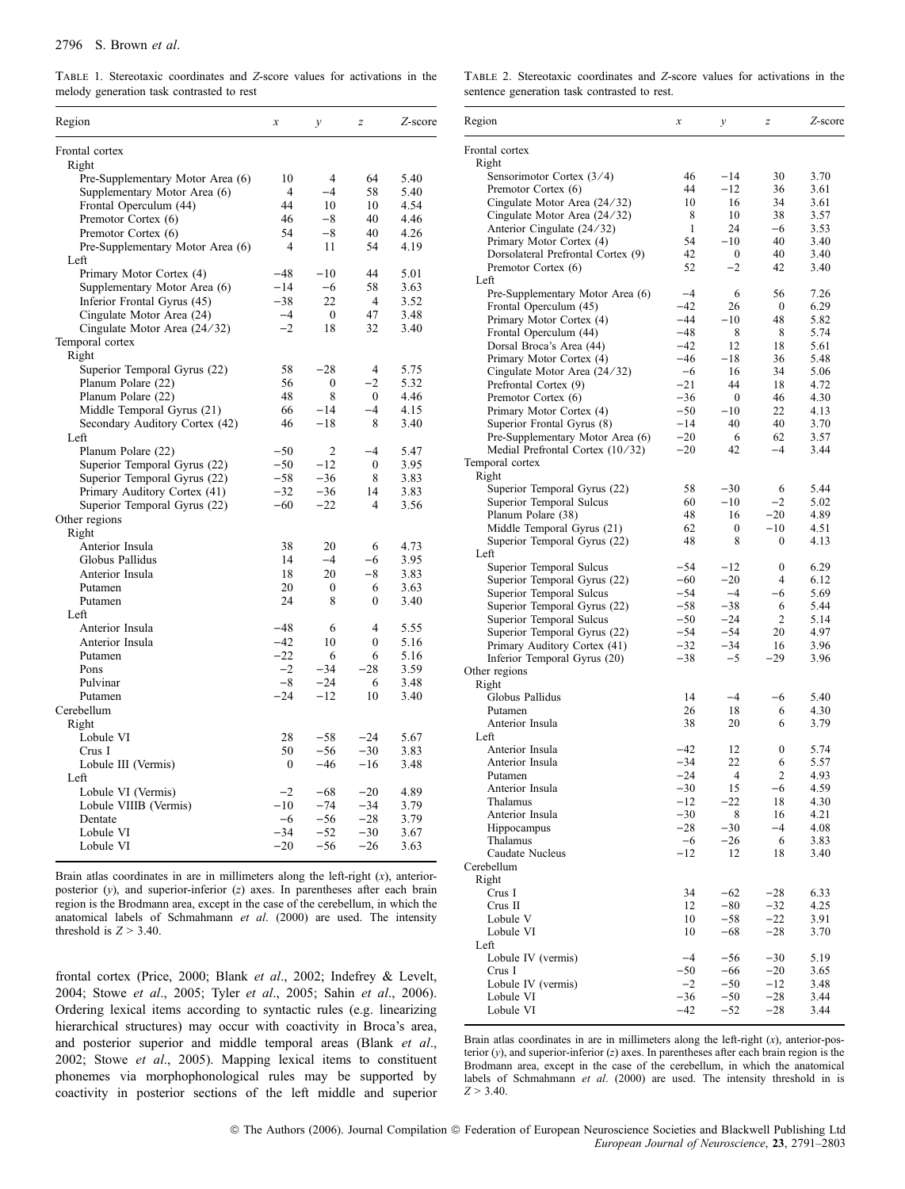TABLE 1. Stereotaxic coordinates and Z-score values for activations in the melody generation task contrasted to rest

| Region | x | y | z | Z-score |
|---|---|---|---|---|
| Frontal cortex | | | | |
| Right | | | | |
| Pre-Supplementary Motor Area (6) | 10 | 4 | 64 | 5.40 |
| Supplementary Motor Area (6) | 4 | −4 | 58 | 5.40 |
| Frontal Operculum (44) | 44 | 10 | 10 | 4.54 |
| Premotor Cortex (6) | 46 | −8 | 40 | 4.46 |
| Premotor Cortex (6) | 54 | −8 | 40 | 4.26 |
| Pre-Supplementary Motor Area (6) | 4 | 11 | 54 | 4.19 |
| Left | | | | |
| Primary Motor Cortex (4) | −48 | −10 | 44 | 5.01 |
| Supplementary Motor Area (6) | −14 | −6 | 58 | 3.63 |
| Inferior Frontal Gyrus (45) | −38 | 22 | 4 | 3.52 |
| Cingulate Motor Area (24) | −4 | 0 | 47 | 3.48 |
| Cingulate Motor Area (24/32) | −2 | 18 | 32 | 3.40 |
| Temporal cortex | | | | |
| Right | | | | |
| Superior Temporal Gyrus (22) | 58 | −28 | 4 | 5.75 |
| Planum Polare (22) | 56 | 0 | −2 | 5.32 |
| Planum Polare (22) | 48 | 8 | 0 | 4.46 |
| Middle Temporal Gyrus (21) | 66 | −14 | −4 | 4.15 |
| Secondary Auditory Cortex (42) | 46 | −18 | 8 | 3.40 |
| Left | | | | |
| Planum Polare (22) | −50 | 2 | −4 | 5.47 |
| Superior Temporal Gyrus (22) | −50 | −12 | 0 | 3.95 |
| Superior Temporal Gyrus (22) | −58 | −36 | 8 | 3.83 |
| Primary Auditory Cortex (41) | −32 | −36 | 14 | 3.83 |
| Superior Temporal Gyrus (22) | −60 | −22 | 4 | 3.56 |
| Other regions | | | | |
| Right | | | | |
| Anterior Insula | 38 | 20 | 6 | 4.73 |
| Globus Pallidus | 14 | −4 | −6 | 3.95 |
| Anterior Insula | 18 | 20 | −8 | 3.83 |
| Putamen | 20 | 0 | 6 | 3.63 |
| Putamen | 24 | 8 | 0 | 3.40 |
| Left | | | | |
| Anterior Insula | −48 | 6 | 4 | 5.55 |
| Anterior Insula | −42 | 10 | 0 | 5.16 |
| Putamen | −22 | 6 | 6 | 5.16 |
| Pons | −2 | −34 | −28 | 3.59 |
| Pulvinar | −8 | −24 | 6 | 3.48 |
| Putamen | −24 | −12 | 10 | 3.40 |
| Cerebellum | | | | |
| Right | | | | |
| Lobule VI | 28 | −58 | −24 | 5.67 |
| Crus I | 50 | −56 | −30 | 3.83 |
| Lobule III (Vermis) | 0 | −46 | −16 | 3.48 |
| Left | | | | |
| Lobule VI (Vermis) | −2 | −68 | −20 | 4.89 |
| Lobule VIIIB (Vermis) | −10 | −74 | −34 | 3.79 |
| Dentate | −6 | −56 | −28 | 3.79 |
| Lobule VI | −34 | −52 | −30 | 3.67 |
| Lobule VI | −20 | −56 | −26 | 3.63 |

Brain atlas coordinates in are in millimeters along the left-right (x), anterior-posterior (y), and superior-inferior (z) axes. In parentheses after each brain region is the Brodmann area, except in the case of the cerebellum, in which the anatomical labels of Schmahmann et al. (2000) are used. The intensity threshold is $Z > 3.40$.

frontal cortex (Price, 2000; Blank et al., 2002; Indefrey & Levelt, 2004; Stowe et al., 2005; Tyler et al., 2005; Sahin et al., 2006). Ordering lexical items according to syntactic rules (e.g. linearizing hierarchical structures) may occur with coactivity in Broca's area, and posterior superior and middle temporal areas (Blank et al., 2002; Stowe et al., 2005). Mapping lexical items to constituent phonemes via morphophonological rules may be supported by coactivity in posterior sections of the left middle and superior

TABLE 2. Stereotaxic coordinates and Z-score values for activations in the sentence generation task contrasted to rest.

| Region | x | y | z | Z-score |
|---|---|---|---|---|
| Frontal cortex | | | | |
| Right | | | | |
| Sensorimotor Cortex (3/4) | 46 | −14 | 30 | 3.70 |
| Premotor Cortex (6) | 44 | −12 | 36 | 3.61 |
| Cingulate Motor Area (24/32) | 10 | 16 | 34 | 3.61 |
| Cingulate Motor Area (24/32) | 8 | 10 | 38 | 3.57 |
| Anterior Cingulate (24/32) | 1 | 24 | −6 | 3.53 |
| Primary Motor Cortex (4) | 54 | −10 | 40 | 3.40 |
| Dorsolateral Prefrontal Cortex (9) | 42 | 0 | 40 | 3.40 |
| Premotor Cortex (6) | 52 | −2 | 42 | 3.40 |
| Left | | | | |
| Pre-Supplementary Motor Area (6) | −4 | 6 | 56 | 7.26 |
| Frontal Operculum (45) | −42 | 26 | 0 | 6.29 |
| Primary Motor Cortex (4) | −44 | −10 | 48 | 5.82 |
| Frontal Operculum (44) | −48 | 8 | 8 | 5.74 |
| Dorsal Broca's Area (44) | −42 | 12 | 18 | 5.61 |
| Primary Motor Cortex (4) | −46 | −18 | 36 | 5.48 |
| Cingulate Motor Area (24/32) | −6 | 16 | 34 | 5.06 |
| Prefrontal Cortex (9) | −21 | 44 | 18 | 4.72 |
| Premotor Cortex (6) | −36 | 0 | 46 | 4.30 |
| Primary Motor Cortex (4) | −50 | −10 | 22 | 4.13 |
| Superior Frontal Gyrus (8) | −14 | 40 | 40 | 3.70 |
| Pre-Supplementary Motor Area (6) | −20 | 6 | 62 | 3.57 |
| Medial Prefrontal Cortex (10/32) | −20 | 42 | −4 | 3.44 |
| Temporal cortex | | | | |
| Right | | | | |
| Superior Temporal Gyrus (22) | 58 | −30 | 6 | 5.44 |
| Superior Temporal Sulcus | 60 | −10 | −2 | 5.02 |
| Planum Polare (38) | 48 | 16 | −20 | 4.89 |
| Middle Temporal Gyrus (21) | 62 | 0 | −10 | 4.51 |
| Superior Temporal Gyrus (22) | 48 | 8 | 0 | 4.13 |
| Left | | | | |
| Superior Temporal Sulcus | −54 | −12 | 0 | 6.29 |
| Superior Temporal Gyrus (22) | −60 | −20 | 4 | 6.12 |
| Superior Temporal Sulcus | −54 | −4 | −6 | 5.69 |
| Superior Temporal Gyrus (22) | −58 | −38 | 6 | 5.44 |
| Superior Temporal Sulcus | −50 | −24 | 2 | 5.14 |
| Superior Temporal Gyrus (22) | −54 | −54 | 20 | 4.97 |
| Primary Auditory Cortex (41) | −32 | −34 | 16 | 3.96 |
| Inferior Temporal Gyrus (20) | −38 | −5 | −29 | 3.96 |
| Other regions | | | | |
| Right | | | | |
| Globus Pallidus | 14 | −4 | −6 | 5.40 |
| Putamen | 26 | 18 | 6 | 4.30 |
| Anterior Insula | 38 | 20 | 6 | 3.79 |
| Left | | | | |
| Anterior Insula | −42 | 12 | 0 | 5.74 |
| Anterior Insula | −34 | 22 | 6 | 5.57 |
| Putamen | −24 | 4 | 2 | 4.93 |
| Anterior Insula | −30 | 15 | −6 | 4.59 |
| Thalamus | −12 | −22 | 18 | 4.30 |
| Anterior Insula | −30 | 8 | 16 | 4.21 |
| Hippocampus | −28 | −30 | −4 | 4.08 |
| Thalamus | −6 | −26 | 6 | 3.83 |
| Caudate Nucleus | −12 | 12 | 18 | 3.40 |
| Cerebellum | | | | |
| Right | | | | |
| Crus I | 34 | −62 | −28 | 6.33 |
| Crus II | 12 | −80 | −32 | 4.25 |
| Lobule V | 10 | −58 | −22 | 3.91 |
| Lobule VI | 10 | −68 | −28 | 3.70 |
| Left | | | | |
| Lobule IV (vermis) | −4 | −56 | −30 | 5.19 |
| Crus I | −50 | −66 | −20 | 3.65 |
| Lobule IV (vermis) | −2 | −50 | −12 | 3.48 |
| Lobule VI | −36 | −50 | −28 | 3.44 |
| Lobule VI | −42 | −52 | −28 | 3.44 |

Brain atlas coordinates in are in millimeters along the left-right (x), anterior-posterior (y), and superior-inferior (z) axes. In parentheses after each brain region is the Brodmann area, except in the case of the cerebellum, in which the anatomical labels of Schmahmann et al. (2000) are used. The intensity threshold in is $Z > 3.40$.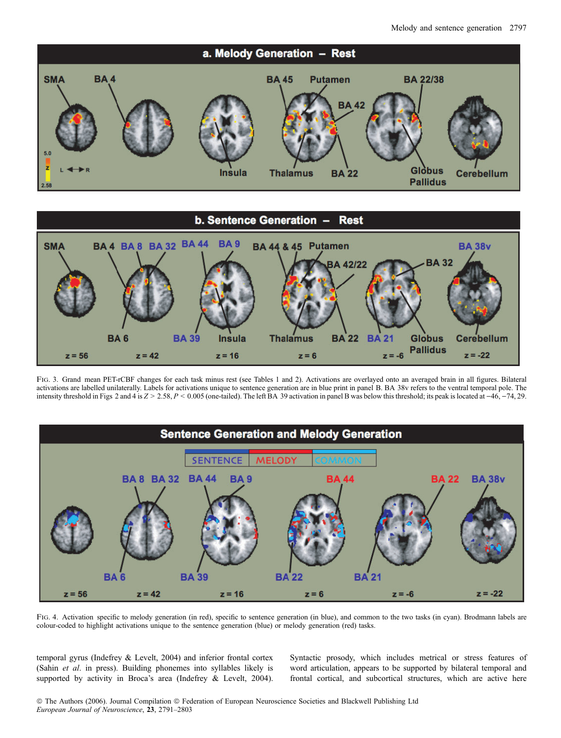FIG. 3. Grand mean PET-rCBF changes for each task minus rest (see Tables 1 and 2). Activations are overlayed onto an averaged brain in all figures. Bilateral activations are labelled unilaterally. Labels for activations unique to sentence generation are in blue print in panel B. BA 38v refers to the ventral temporal pole. The intensity threshold in Figs 2 and 4 is $Z > 2.58$, $P < 0.005$ (one-tailed). The left BA 39 activation in panel B was below this threshold; its peak is located at −46, −74, 29.

FIG. 4. Activation specific to melody generation (in red), specific to sentence generation (in blue), and common to the two tasks (in cyan). Brodmann labels are colour-coded to highlight activations unique to the sentence generation (blue) or melody generation (red) tasks.

temporal gyrus (Indefrey & Levelt, 2004) and inferior frontal cortex (Sahin *et al*. in press). Building phonemes into syllables likely is supported by activity in Broca's area (Indefrey & Levelt, 2004). Syntactic prosody, which includes metrical or stress features of word articulation, appears to be supported by bilateral temporal and frontal cortical, and subcortical structures, which are active here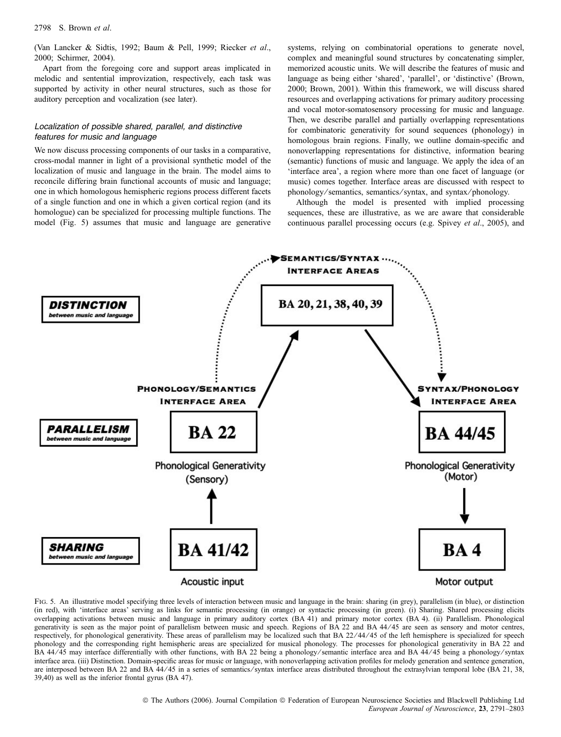(Van Lancker & Sidtis, 1992; Baum & Pell, 1999; Riecker *et al*., 2000; Schirmer, 2004).

Apart from the foregoing core and support areas implicated in melodic and sentential improvization, respectively, each task was supported by activity in other neural structures, such as those for auditory perception and vocalization (see later).

### *Localization of possible shared, parallel, and distinctive features for music and language*

We now discuss processing components of our tasks in a comparative, cross-modal manner in light of a provisional synthetic model of the localization of music and language in the brain. The model aims to reconcile differing brain functional accounts of music and language; one in which homologous hemispheric regions process different facets of a single function and one in which a given cortical region (and its homologue) can be specialized for processing multiple functions. The model (Fig. 5) assumes that music and language are generative systems, relying on combinatorial operations to generate novel, complex and meaningful sound structures by concatenating simpler, memorized acoustic units. We will describe the features of music and language as being either 'shared', 'parallel', or 'distinctive' (Brown, 2000; Brown, 2001). Within this framework, we will discuss shared resources and overlapping activations for primary auditory processing and vocal motor-somatosensory processing for music and language. Then, we describe parallel and partially overlapping representations for combinatoric generativity for sound sequences (phonology) in homologous brain regions. Finally, we outline domain-specific and nonoverlapping representations for distinctive, information bearing (semantic) functions of music and language. We apply the idea of an 'interface area', a region where more than one facet of language (or music) comes together. Interface areas are discussed with respect to phonology/semantics, semantics/syntax, and syntax/phonology.

Although the model is presented with implied processing sequences, these are illustrative, as we are aware that considerable continuous parallel processing occurs (e.g. Spivey *et al*., 2005), and

SEMANTICS/SYNTAX
INTERFACE AREAS
BA 20, 21, 38, 40, 39

DISTINCTION
between music and language

PHONOLOGY/SEMANTICS
INTERFACE AREA

SYNTAX/PHONOLOGY
INTERFACE AREA

PARALLELISM
between music and language

BA 22
Phonological Generativity
(Sensory)

BA 44/45
Phonological Generativity
(Motor)

SHARING
between music and language

BA 41/42
Acoustic input

BA 4
Motor output

FIG. 5. An illustrative model specifying three levels of interaction between music and language in the brain: sharing (in grey), parallelism (in blue), or distinction (in red), with 'interface areas' serving as links for semantic processing (in orange) or syntactic processing (in green). (i) Sharing. Shared processing elicits overlapping activations between music and language in primary auditory cortex (BA 41) and primary motor cortex (BA 4). (ii) Parallelism. Phonological generativity is seen as the major point of parallelism between music and speech. Regions of BA 22 and BA 44/45 are seen as sensory and motor centres, respectively, for phonological generativity. These areas of parallelism may be localized such that BA 22/44/45 of the left hemisphere is specialized for speech phonology and the corresponding right hemispheric areas are specialized for musical phonology. The processes for phonological generativity in BA 22 and BA 44/45 may interface differentially with other functions, with BA 22 being a phonology/semantic interface area and BA 44/45 being a phonology/syntax interface area. (iii) Distinction. Domain-specific areas for music or language, with nonoverlapping activation profiles for melody generation and sentence generation, are interposed between BA 22 and BA 44/45 in a series of semantics/syntax interface areas distributed throughout the extrasylvian temporal lobe (BA 21, 38, 39,40) as well as the inferior frontal gyrus (BA 47).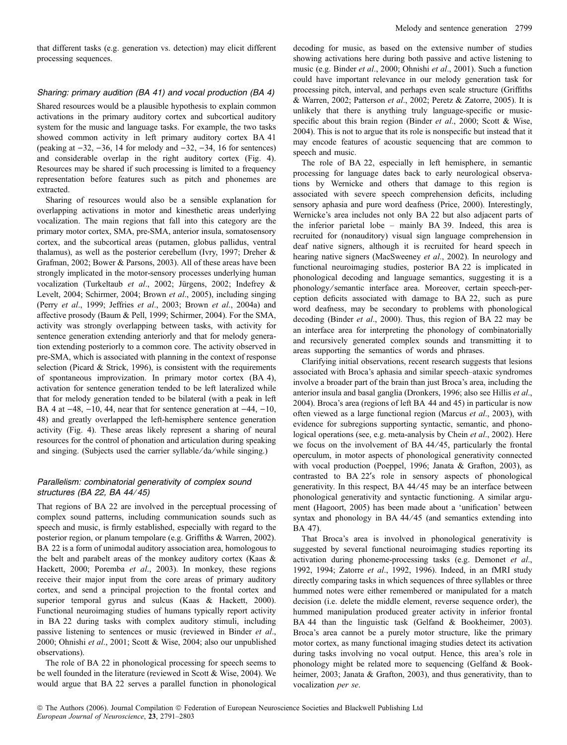that different tasks (e.g. generation vs. detection) may elicit different processing sequences.

### *Sharing: primary audition (BA 41) and vocal production (BA 4)*

Shared resources would be a plausible hypothesis to explain common activations in the primary auditory cortex and subcortical auditory system for the music and language tasks. For example, the two tasks showed common activity in left primary auditory cortex BA 41 (peaking at −32, −36, 14 for melody and −32, −34, 16 for sentences) and considerable overlap in the right auditory cortex (Fig. 4). Resources may be shared if such processing is limited to a frequency representation before features such as pitch and phonemes are extracted.

Sharing of resources would also be a sensible explanation for overlapping activations in motor and kinesthetic areas underlying vocalization. The main regions that fall into this category are the primary motor cortex, SMA, pre-SMA, anterior insula, somatosensory cortex, and the subcortical areas (putamen, globus pallidus, ventral thalamus), as well as the posterior cerebellum (Ivry, 1997; Dreher & Grafman, 2002; Bower & Parsons, 2003). All of these areas have been strongly implicated in the motor-sensory processes underlying human vocalization (Turkeltaub *et al*., 2002; Jürgens, 2002; Indefrey & Levelt, 2004; Schirmer, 2004; Brown *et al*., 2005), including singing (Perry *et al*., 1999; Jeffries *et al*., 2003; Brown *et al*., 2004a) and affective prosody (Baum & Pell, 1999; Schirmer, 2004). For the SMA, activity was strongly overlapping between tasks, with activity for sentence generation extending anteriorly and that for melody generation extending posteriorly to a common core. The activity observed in pre-SMA, which is associated with planning in the context of response selection (Picard & Strick, 1996), is consistent with the requirements of spontaneous improvization. In primary motor cortex (BA 4), activation for sentence generation tended to be left lateralized while that for melody generation tended to be bilateral (with a peak in left BA 4 at −48, −10, 44, near that for sentence generation at −44, −10, 48) and greatly overlapped the left-hemisphere sentence generation activity (Fig. 4). These areas likely represent a sharing of neural resources for the control of phonation and articulation during speaking and singing. (Subjects used the carrier syllable/da/while singing.)

### *Parallelism: combinatorial generativity of complex sound structures (BA 22, BA 44/45)*

That regions of BA 22 are involved in the perceptual processing of complex sound patterns, including communication sounds such as speech and music, is firmly established, especially with regard to the posterior region, or planum tempolare (e.g. Griffiths & Warren, 2002). BA 22 is a form of unimodal auditory association area, homologous to the belt and parabelt areas of the monkey auditory cortex (Kaas & Hackett, 2000; Poremba *et al*., 2003). In monkey, these regions receive their major input from the core areas of primary auditory cortex, and send a principal projection to the frontal cortex and superior temporal gyrus and sulcus (Kaas & Hackett, 2000). Functional neuroimaging studies of humans typically report activity in BA 22 during tasks with complex auditory stimuli, including passive listening to sentences or music (reviewed in Binder *et al*., 2000; Ohnishi *et al*., 2001; Scott & Wise, 2004; also our unpublished observations).

The role of BA 22 in phonological processing for speech seems to be well founded in the literature (reviewed in Scott & Wise, 2004). We would argue that BA 22 serves a parallel function in phonological decoding for music, as based on the extensive number of studies showing activations here during both passive and active listening to music (e.g. Binder *et al*., 2000; Ohnishi *et al*., 2001). Such a function could have important relevance in our melody generation task for processing pitch, interval, and perhaps even scale structure (Griffiths & Warren, 2002; Patterson *et al*., 2002; Peretz & Zatorre, 2005). It is unlikely that there is anything truly language-specific or music-specific about this brain region (Binder *et al*., 2000; Scott & Wise, 2004). This is not to argue that its role is nonspecific but instead that it may encode features of acoustic sequencing that are common to speech and music.

The role of BA 22, especially in left hemisphere, in semantic processing for language dates back to early neurological observations by Wernicke and others that damage to this region is associated with severe speech comprehension deficits, including sensory aphasia and pure word deafness (Price, 2000). Interestingly, Wernicke's area includes not only BA 22 but also adjacent parts of the inferior parietal lobe – mainly BA 39. Indeed, this area is recruited for (nonauditory) visual sign language comprehension in deaf native signers, although it is recruited for heard speech in hearing native signers (MacSweeney *et al*., 2002). In neurology and functional neuroimaging studies, posterior BA 22 is implicated in phonological decoding and language semantics, suggesting it is a phonology/semantic interface area. Moreover, certain speech-perception deficits associated with damage to BA 22, such as pure word deafness, may be secondary to problems with phonological decoding (Binder *et al*., 2000). Thus, this region of BA 22 may be an interface area for interpreting the phonology of combinatorially and recursively generated complex sounds and transmitting it to areas supporting the semantics of words and phrases.

Clarifying initial observations, recent research suggests that lesions associated with Broca's aphasia and similar speech–ataxic syndromes involve a broader part of the brain than just Broca's area, including the anterior insula and basal ganglia (Dronkers, 1996; also see Hillis *et al*., 2004). Broca's area (regions of left BA 44 and 45) in particular is now often viewed as a large functional region (Marcus *et al*., 2003), with evidence for subregions supporting syntactic, semantic, and phonological operations (see, e.g. meta-analysis by Chein *et al*., 2002). Here we focus on the involvement of BA 44/45, particularly the frontal operculum, in motor aspects of phonological generativity connected with vocal production (Poeppel, 1996; Janata & Grafton, 2003), as contrasted to BA 22′s role in sensory aspects of phonological generativity. In this respect, BA 44/45 may be an interface between phonological generativity and syntactic functioning. A similar argument (Hagoort, 2005) has been made about a 'unification' between syntax and phonology in BA 44/45 (and semantics extending into BA 47).

That Broca's area is involved in phonological generativity is suggested by several functional neuroimaging studies reporting its activation during phoneme-processing tasks (e.g. Demonet *et al*., 1992, 1994; Zatorre *et al*., 1992, 1996). Indeed, in an fMRI study directly comparing tasks in which sequences of three syllables or three hummed notes were either remembered or manipulated for a match decision (i.e. delete the middle element, reverse sequence order), the hummed manipulation produced greater activity in inferior frontal BA 44 than the linguistic task (Gelfand & Bookheimer, 2003). Broca's area cannot be a purely motor structure, like the primary motor cortex, as many functional imaging studies detect its activation during tasks involving no vocal output. Hence, this area's role in phonology might be related more to sequencing (Gelfand & Bookheimer, 2003; Janata & Grafton, 2003), and thus generativity, than to vocalization *per se*.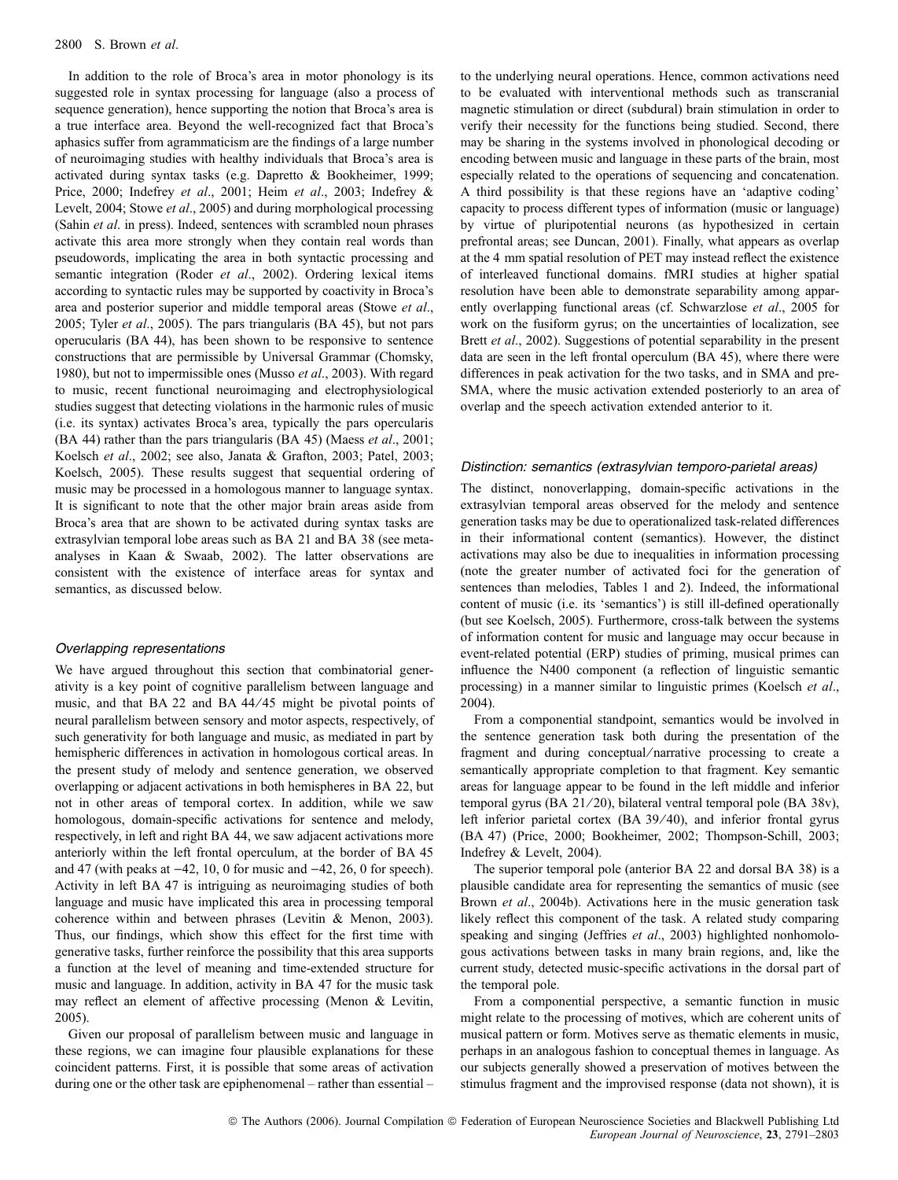In addition to the role of Broca's area in motor phonology is its suggested role in syntax processing for language (also a process of sequence generation), hence supporting the notion that Broca's area is a true interface area. Beyond the well-recognized fact that Broca's aphasics suffer from agrammaticism are the findings of a large number of neuroimaging studies with healthy individuals that Broca's area is activated during syntax tasks (e.g. Dapretto & Bookheimer, 1999; Price, 2000; Indefrey *et al*., 2001; Heim *et al*., 2003; Indefrey & Levelt, 2004; Stowe *et al*., 2005) and during morphological processing (Sahin *et al*. in press). Indeed, sentences with scrambled noun phrases activate this area more strongly when they contain real words than pseudowords, implicating the area in both syntactic processing and semantic integration (Roder *et al*., 2002). Ordering lexical items according to syntactic rules may be supported by coactivity in Broca's area and posterior superior and middle temporal areas (Stowe *et al*., 2005; Tyler *et al*., 2005). The pars triangularis (BA 45), but not pars opercularis (BA 44), has been shown to be responsive to sentence constructions that are permissible by Universal Grammar (Chomsky, 1980), but not to impermissible ones (Musso *et al*., 2003). With regard to music, recent functional neuroimaging and electrophysiological studies suggest that detecting violations in the harmonic rules of music (i.e. its syntax) activates Broca's area, typically the pars opercularis (BA 44) rather than the pars triangularis (BA 45) (Maess *et al*., 2001; Koelsch *et al*., 2002; see also, Janata & Grafton, 2003; Patel, 2003; Koelsch, 2005). These results suggest that sequential ordering of music may be processed in a homologous manner to language syntax. It is significant to note that the other major brain areas aside from Broca's area that are shown to be activated during syntax tasks are extrasylvian temporal lobe areas such as BA 21 and BA 38 (see meta-analyses in Kaan & Swaab, 2002). The latter observations are consistent with the existence of interface areas for syntax and semantics, as discussed below.

### *Overlapping representations*

We have argued throughout this section that combinatorial generativity is a key point of cognitive parallelism between language and music, and that BA 22 and BA 44/45 might be pivotal points of neural parallelism between sensory and motor aspects, respectively, of such generativity for both language and music, as mediated in part by hemispheric differences in activation in homologous cortical areas. In the present study of melody and sentence generation, we observed overlapping or adjacent activations in both hemispheres in BA 22, but not in other areas of temporal cortex. In addition, while we saw homologous, domain-specific activations for sentence and melody, respectively, in left and right BA 44, we saw adjacent activations more anteriorly within the left frontal operculum, at the border of BA 45 and 47 (with peaks at −42, 10, 0 for music and −42, 26, 0 for speech). Activity in left BA 47 is intriguing as neuroimaging studies of both language and music have implicated this area in processing temporal coherence within and between phrases (Levitin & Menon, 2003). Thus, our findings, which show this effect for the first time with generative tasks, further reinforce the possibility that this area supports a function at the level of meaning and time-extended structure for music and language. In addition, activity in BA 47 for the music task may reflect an element of affective processing (Menon & Levitin, 2005).

Given our proposal of parallelism between music and language in these regions, we can imagine four plausible explanations for these coincident patterns. First, it is possible that some areas of activation during one or the other task are epiphenomenal – rather than essential – to the underlying neural operations. Hence, common activations need to be evaluated with interventional methods such as transcranial magnetic stimulation or direct (subdural) brain stimulation in order to verify their necessity for the functions being studied. Second, there may be sharing in the systems involved in phonological decoding or encoding between music and language in these parts of the brain, most especially related to the operations of sequencing and concatenation. A third possibility is that these regions have an 'adaptive coding' capacity to process different types of information (music or language) by virtue of pluripotential neurons (as hypothesized in certain prefrontal areas; see Duncan, 2001). Finally, what appears as overlap at the 4 mm spatial resolution of PET may instead reflect the existence of interleaved functional domains. fMRI studies at higher spatial resolution have been able to demonstrate separability among apparently overlapping functional areas (cf. Schwarzlose *et al*., 2005 for work on the fusiform gyrus; on the uncertainties of localization, see Brett *et al*., 2002). Suggestions of potential separability in the present data are seen in the left frontal operculum (BA 45), where there were differences in peak activation for the two tasks, and in SMA and pre-SMA, where the music activation extended posteriorly to an area of overlap and the speech activation extended anterior to it.

### *Distinction: semantics (extrasylvian temporo-parietal areas)*

The distinct, nonoverlapping, domain-specific activations in the extrasylvian temporal areas observed for the melody and sentence generation tasks may be due to operationalized task-related differences in their informational content (semantics). However, the distinct activations may also be due to inequalities in information processing (note the greater number of activated foci for the generation of sentences than melodies, Tables 1 and 2). Indeed, the informational content of music (i.e. its 'semantics') is still ill-defined operationally (but see Koelsch, 2005). Furthermore, cross-talk between the systems of information content for music and language may occur because in event-related potential (ERP) studies of priming, musical primes can influence the N400 component (a reflection of linguistic semantic processing) in a manner similar to linguistic primes (Koelsch *et al*., 2004).

From a componential standpoint, semantics would be involved in the sentence generation task both during the presentation of the fragment and during conceptual/narrative processing to create a semantically appropriate completion to that fragment. Key semantic areas for language appear to be found in the left middle and inferior temporal gyrus (BA 21/20), bilateral ventral temporal pole (BA 38v), left inferior parietal cortex (BA 39/40), and inferior frontal gyrus (BA 47) (Price, 2000; Bookheimer, 2002; Thompson-Schill, 2003; Indefrey & Levelt, 2004).

The superior temporal pole (anterior BA 22 and dorsal BA 38) is a plausible candidate area for representing the semantics of music (see Brown *et al*., 2004b). Activations here in the music generation task likely reflect this component of the task. A related study comparing speaking and singing (Jeffries *et al*., 2003) highlighted nonhomologous activations between tasks in many brain regions, and, like the current study, detected music-specific activations in the dorsal part of the temporal pole.

From a componential perspective, a semantic function in music might relate to the processing of motives, which are coherent units of musical pattern or form. Motives serve as thematic elements in music, perhaps in an analogous fashion to conceptual themes in language. As our subjects generally showed a preservation of motives between the stimulus fragment and the improvised response (data not shown), it is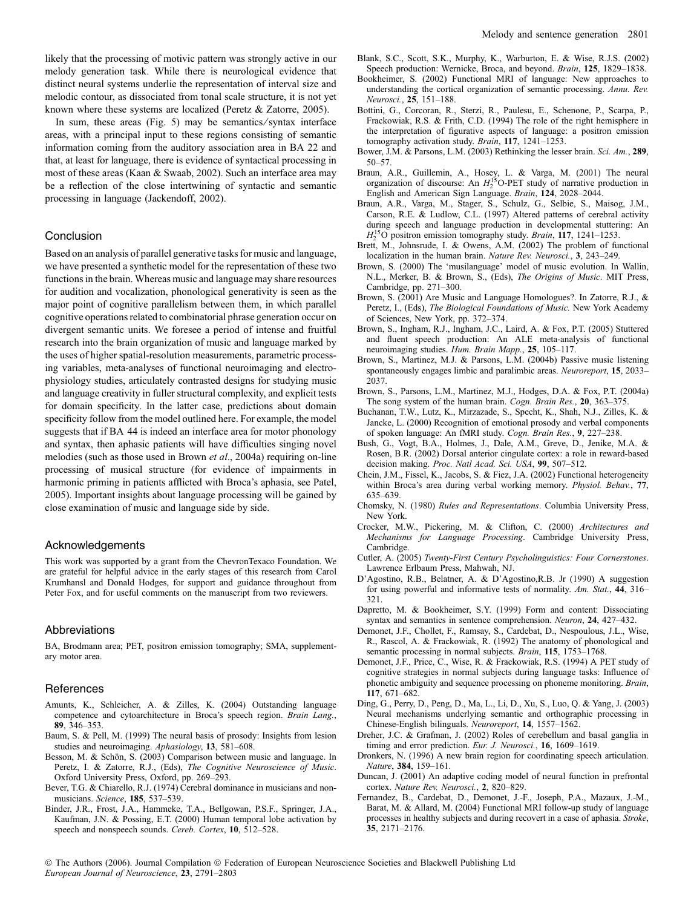likely that the processing of motivic pattern was strongly active in our melody generation task. While there is neurological evidence that distinct neural systems underlie the representation of interval size and melodic contour, as dissociated from tonal scale structure, it is not yet known where these systems are localized (Peretz & Zatorre, 2005).

In sum, these areas (Fig. 5) may be semantics/syntax interface areas, with a principal input to these regions consisting of semantic information coming from the auditory association area in BA 22 and that, at least for language, there is evidence of syntactical processing in most of these areas (Kaan & Swaab, 2002). Such an interface area may be a reflection of the close intertwining of syntactic and semantic processing in language (Jackendoff, 2002).

## Conclusion

Based on an analysis of parallel generative tasks for music and language, we have presented a synthetic model for the representation of these two functions in the brain. Whereas music and language may share resources for audition and vocalization, phonological generativity is seen as the major point of cognitive parallelism between them, in which parallel cognitive operations related to combinatorial phrase generation occur on divergent semantic units. We foresee a period of intense and fruitful research into the brain organization of music and language marked by the uses of higher spatial-resolution measurements, parametric processing variables, meta-analyses of functional neuroimaging and electrophysiology studies, articulately contrasted designs for studying music and language creativity in fuller structural complexity, and explicit tests for domain specificity. In the latter case, predictions about domain specificity follow from the model outlined here. For example, the model suggests that if BA 44 is indeed an interface area for motor phonology and syntax, then aphasic patients will have difficulties singing novel melodies (such as those used in Brown *et al*., 2004a) requiring on-line processing of musical structure (for evidence of impairments in harmonic priming in patients afflicted with Broca's aphasia, see Patel, 2005). Important insights about language processing will be gained by close examination of music and language side by side.

## Acknowledgements

This work was supported by a grant from the ChevronTexaco Foundation. We are grateful for helpful advice in the early stages of this research from Carol Krumhansl and Donald Hodges, for support and guidance throughout from Peter Fox, and for useful comments on the manuscript from two reviewers.

## Abbreviations

BA, Brodmann area; PET, positron emission tomography; SMA, supplementary motor area.

## References

Amunts, K., Schleicher, A. & Zilles, K. (2004) Outstanding language competence and cytoarchitecture in Broca's speech region. *Brain Lang.*, **89**, 346–353.

Baum, S. & Pell, M. (1999) The neural basis of prosody: Insights from lesion studies and neuroimaging. *Aphasiology*, **13**, 581–608.

Besson, M. & Schön, S. (2003) Comparison between music and language. In Peretz, I. & Zatorre, R.J., (Eds), *The Cognitive Neuroscience of Music*. Oxford University Press, Oxford, pp. 269–293.

Bever, T.G. & Chiarello, R.J. (1974) Cerebral dominance in musicians and non-musicians. *Science*, **185**, 537–539.

Binder, J.R., Frost, J.A., Hammeke, T.A., Bellgowan, P.S.F., Springer, J.A., Kaufman, J.N. & Possing, E.T. (2000) Human temporal lobe activation by speech and nonspeech sounds. *Cereb. Cortex*, **10**, 512–528.

Blank, S.C., Scott, S.K., Murphy, K., Warburton, E. & Wise, R.J.S. (2002) Speech production: Wernicke, Broca, and beyond. *Brain*, **125**, 1829–1838.

Bookheimer, S. (2002) Functional MRI of language: New approaches to understanding the cortical organization of semantic processing. *Annu. Rev. Neurosci.*, **25**, 151–188.

Bottini, G., Corcoran, R., Sterzi, R., Paulesu, E., Schenone, P., Scarpa, P., Frackowiak, R.S. & Frith, C.D. (1994) The role of the right hemisphere in the interpretation of figurative aspects of language: a positron emission tomography activation study. *Brain*, **117**, 1241–1253.

Bower, J.M. & Parsons, L.M. (2003) Rethinking the lesser brain. *Sci. Am.*, **289**, 50–57.

Braun, A.R., Guillemin, A., Hosey, L. & Varga, M. (2001) The neural organization of discourse: An $H_2^{15}$O-PET study of narrative production in English and American Sign Language. *Brain*, **124**, 2028–2044.

Braun, A.R., Varga, M., Stager, S., Schulz, G., Selbie, S., Maisog, J.M., Carson, R.E. & Ludlow, C.L. (1997) Altered patterns of cerebral activity during speech and language production in developmental stuttering: An $H_2^{15}$O positron emission tomography study. *Brain*, **117**, 1241–1253.

Brett, M., Johnsrude, I. & Owens, A.M. (2002) The problem of functional localization in the human brain. *Nature Rev. Neurosci.*, **3**, 243–249.

Brown, S. (2000) The 'musilanguage' model of music evolution. In Wallin, N.L., Merker, B. & Brown, S., (Eds), *The Origins of Music*. MIT Press, Cambridge, pp. 271–300.

Brown, S. (2001) Are Music and Language Homologues?. In Zatorre, R.J., & Peretz, I., (Eds), *The Biological Foundations of Music.* New York Academy of Sciences, New York, pp. 372–374.

Brown, S., Ingham, R.J., Ingham, J.C., Laird, A. & Fox, P.T. (2005) Stuttered and fluent speech production: An ALE meta-analysis of functional neuroimaging studies. *Hum. Brain Mapp.*, **25**, 105–117.

Brown, S., Martinez, M.J. & Parsons, L.M. (2004b) Passive music listening spontaneously engages limbic and paralimbic areas. *Neuroreport*, **15**, 2033–2037.

Brown, S., Parsons, L.M., Martinez, M.J., Hodges, D.A. & Fox, P.T. (2004a) The song system of the human brain. *Cogn. Brain Res.*, **20**, 363–375.

Buchanan, T.W., Lutz, K., Mirzazade, S., Specht, K., Shah, N.J., Zilles, K. & Jancke, L. (2000) Recognition of emotional prosody and verbal components of spoken language: An fMRI study. *Cogn. Brain Res.*, **9**, 227–238.

Bush, G., Vogt, B.A., Holmes, J., Dale, A.M., Greve, D., Jenike, M.A. & Rosen, B.R. (2002) Dorsal anterior cingulate cortex: a role in reward-based decision making. *Proc. Natl Acad. Sci. USA*, **99**, 507–512.

Chein, J.M., Fissel, K., Jacobs, S. & Fiez, J.A. (2002) Functional heterogeneity within Broca's area during verbal working memory. *Physiol. Behav.*, **77**, 635–639.

Chomsky, N. (1980) *Rules and Representations*. Columbia University Press, New York.

Crocker, M.W., Pickering, M. & Clifton, C. (2000) *Architectures and Mechanisms for Language Processing*. Cambridge University Press, Cambridge.

Cutler, A. (2005) *Twenty-First Century Psycholinguistics: Four Cornerstones*. Lawrence Erlbaum Press, Mahwah, NJ.

D'Agostino, R.B., Belatner, A. & D'Agostino,R.B. Jr (1990) A suggestion for using powerful and informative tests of normality. *Am. Stat.*, **44**, 316–321.

Dapretto, M. & Bookheimer, S.Y. (1999) Form and content: Dissociating syntax and semantics in sentence comprehension. *Neuron*, **24**, 427–432.

Demonet, J.F., Chollet, F., Ramsay, S., Cardebat, D., Nespoulous, J.L., Wise, R., Rascol, A. & Frackowiak, R. (1992) The anatomy of phonological and semantic processing in normal subjects. *Brain*, **115**, 1753–1768.

Demonet, J.F., Price, C., Wise, R. & Frackowiak, R.S. (1994) A PET study of cognitive strategies in normal subjects during language tasks: Influence of phonetic ambiguity and sequence processing on phoneme monitoring. *Brain*, **117**, 671–682.

Ding, G., Perry, D., Peng, D., Ma, L., Li, D., Xu, S., Luo, Q. & Yang, J. (2003) Neural mechanisms underlying semantic and orthographic processing in Chinese-English bilinguals. *Neuroreport*, **14**, 1557–1562.

Dreher, J.C. & Grafman, J. (2002) Roles of cerebellum and basal ganglia in timing and error prediction. *Eur. J. Neurosci.*, **16**, 1609–1619.

Dronkers, N. (1996) A new brain region for coordinating speech articulation. *Nature*, **384**, 159–161.

Duncan, J. (2001) An adaptive coding model of neural function in prefrontal cortex. *Nature Rev. Neurosci.*, **2**, 820–829.

Fernandez, B., Cardebat, D., Demonet, J.-F., Joseph, P.A., Mazaux, J.-M., Barat, M. & Allard, M. (2004) Functional MRI follow-up study of language processes in healthy subjects and during recovert in a case of aphasia. *Stroke*, **35**, 2171–2176.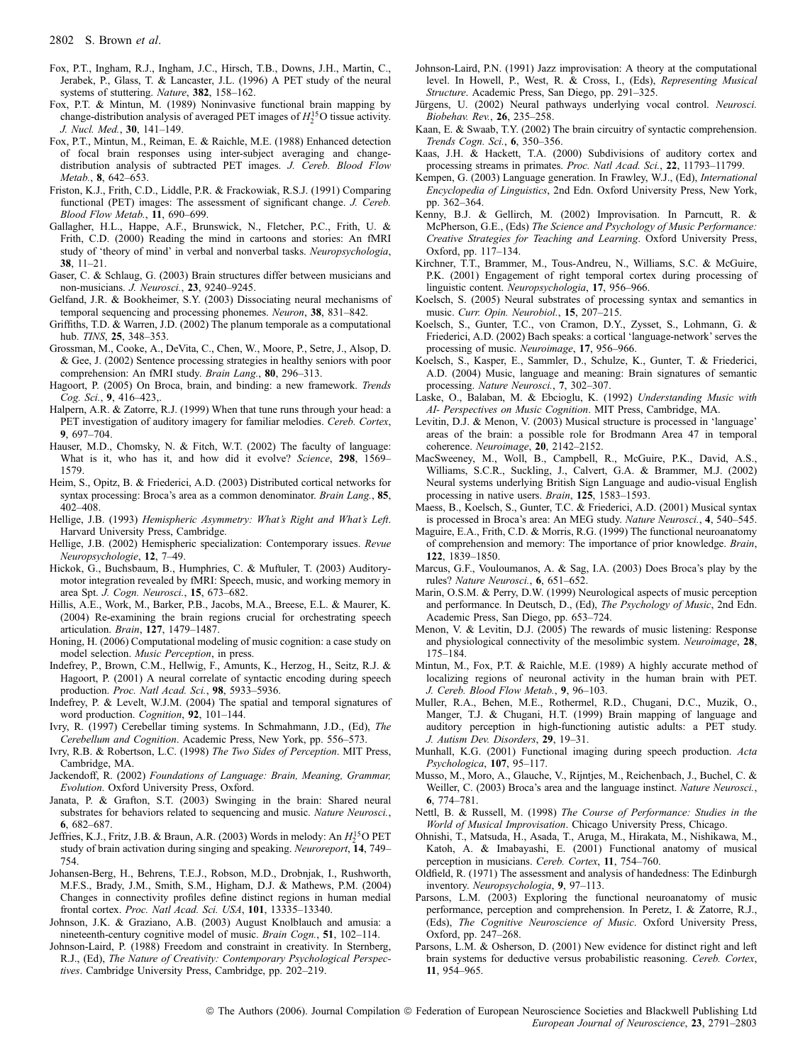Fox, P.T., Ingham, R.J., Ingham, J.C., Hirsch, T.B., Downs, J.H., Martin, C., Jerabek, P., Glass, T. & Lancaster, J.L. (1996) A PET study of the neural systems of stuttering. *Nature*, **382**, 158–162.

Fox, P.T. & Mintun, M. (1989) Noninvasive functional brain mapping by change-distribution analysis of averaged PET images of $H_2^{15}O$ tissue activity. *J. Nucl. Med.*, **30**, 141–149.

Fox, P.T., Mintun, M., Reiman, E. & Raichle, M.E. (1988) Enhanced detection of focal brain responses using inter-subject averaging and change-distribution analysis of subtracted PET images. *J. Cereb. Blood Flow Metab.*, **8**, 642–653.

Friston, K.J., Frith, C.D., Liddle, P.R. & Frackowiak, R.S.J. (1991) Comparing functional (PET) images: The assessment of significant change. *J. Cereb. Blood Flow Metab.*, **11**, 690–699.

Gallagher, H.L., Happe, A.F., Brunswick, N., Fletcher, P.C., Frith, U. & Frith, C.D. (2000) Reading the mind in cartoons and stories: An fMRI study of 'theory of mind' in verbal and nonverbal tasks. *Neuropsychologia*, **38**, 11–21.

Gaser, C. & Schlaug, G. (2003) Brain structures differ between musicians and non-musicians. *J. Neurosci.*, **23**, 9240–9245.

Gelfand, J.R. & Bookheimer, S.Y. (2003) Dissociating neural mechanisms of temporal sequencing and processing phonemes. *Neuron*, **38**, 831–842.

Griffiths, T.D. & Warren, J.D. (2002) The planum temporale as a computational hub. *TINS*, **25**, 348–353.

Grossman, M., Cooke, A., DeVita, C., Chen, W., Moore, P., Setre, J., Alsop, D. & Gee, J. (2002) Sentence processing strategies in healthy seniors with poor comprehension: An fMRI study. *Brain Lang.*, **80**, 296–313.

Hagoort, P. (2005) On Broca, brain, and binding: a new framework. *Trends Cog. Sci.*, **9**, 416–423,.

Halpern, A.R. & Zatorre, R.J. (1999) When that tune runs through your head: a PET investigation of auditory imagery for familiar melodies. *Cereb. Cortex*, **9**, 697–704.

Hauser, M.D., Chomsky, N. & Fitch, W.T. (2002) The faculty of language: What is it, who has it, and how did it evolve? *Science*, **298**, 1569–1579.

Heim, S., Opitz, B. & Friederici, A.D. (2003) Distributed cortical networks for syntax processing: Broca's area as a common denominator. *Brain Lang.*, **85**, 402–408.

Hellige, J.B. (1993) *Hemispheric Asymmetry: What's Right and What's Left*. Harvard University Press, Cambridge.

Hellige, J.B. (2002) Hemispheric specialization: Contemporary issues. *Revue Neuropsychologie*, **12**, 7–49.

Hickok, G., Buchsbaum, B., Humphries, C. & Muftuler, T. (2003) Auditory-motor integration revealed by fMRI: Speech, music, and working memory in area Spt. *J. Cogn. Neurosci.*, **15**, 673–682.

Hillis, A.E., Work, M., Barker, P.B., Jacobs, M.A., Breese, E.L. & Maurer, K. (2004) Re-examining the brain regions crucial for orchestrating speech articulation. *Brain*, **127**, 1479–1487.

Honing, H. (2006) Computational modeling of music cognition: a case study on model selection. *Music Perception*, in press.

Indefrey, P., Brown, C.M., Hellwig, F., Amunts, K., Herzog, H., Seitz, R.J. & Hagoort, P. (2001) A neural correlate of syntactic encoding during speech production. *Proc. Natl Acad. Sci.*, **98**, 5933–5936.

Indefrey, P. & Levelt, W.J.M. (2004) The spatial and temporal signatures of word production. *Cognition*, **92**, 101–144.

Ivry, R. (1997) Cerebellar timing systems. In Schmahmann, J.D., (Ed), *The Cerebellum and Cognition*. Academic Press, New York, pp. 556–573.

Ivry, R.B. & Robertson, L.C. (1998) *The Two Sides of Perception*. MIT Press, Cambridge, MA.

Jackendoff, R. (2002) *Foundations of Language: Brain, Meaning, Grammar, Evolution*. Oxford University Press, Oxford.

Janata, P. & Grafton, S.T. (2003) Swinging in the brain: Shared neural substrates for behaviors related to sequencing and music. *Nature Neurosci.*, **6**, 682–687.

Jeffries, K.J., Fritz, J.B. & Braun, A.R. (2003) Words in melody: An $H_2^{15}O$ PET study of brain activation during singing and speaking. *Neuroreport*, **14**, 749–754.

Johansen-Berg, H., Behrens, T.E.J., Robson, M.D., Drobnjak, I., Rushworth, M.F.S., Brady, J.M., Smith, S.M., Higham, D.J. & Mathews, P.M. (2004) Changes in connectivity profiles define distinct regions in human medial frontal cortex. *Proc. Natl Acad. Sci. USA*, **101**, 13335–13340.

Johnson, J.K. & Graziano, A.B. (2003) August Knolbauch and amusia: a nineteenth-century cognitive model of music. *Brain Cogn.*, **51**, 102–114.

Johnson-Laird, P. (1988) Freedom and constraint in creativity. In Sternberg, R.J., (Ed), *The Nature of Creativity: Contemporary Psychological Perspectives*. Cambridge University Press, Cambridge, pp. 202–219.

Johnson-Laird, P.N. (1991) Jazz improvisation: A theory at the computational level. In Howell, P., West, R. & Cross, I., (Eds), *Representing Musical Structure*. Academic Press, San Diego, pp. 291–325.

Jürgens, U. (2002) Neural pathways underlying vocal control. *Neurosci. Biobehav. Rev.*, **26**, 235–258.

Kaan, E. & Swaab, T.Y. (2002) The brain circuitry of syntactic comprehension. *Trends Cogn. Sci.*, **6**, 350–356.

Kaas, J.H. & Hackett, T.A. (2000) Subdivisions of auditory cortex and processing streams in primates. *Proc. Natl Acad. Sci.*, **22**, 11793–11799.

Kempen, G. (2003) Language generation. In Frawley, W.J., (Ed), *International Encyclopedia of Linguistics*, 2nd Edn. Oxford University Press, New York, pp. 362–364.

Kenny, B.J. & Gellirch, M. (2002) Improvisation. In Parncutt, R. & McPherson, G.E., (Eds) *The Science and Psychology of Music Performance: Creative Strategies for Teaching and Learning*. Oxford University Press, Oxford, pp. 117–134.

Kirchner, T.T., Brammer, M., Tous-Andreu, N., Williams, S.C. & McGuire, P.K. (2001) Engagement of right temporal cortex during processing of linguistic content. *Neuropsychologia*, **17**, 956–966.

Koelsch, S. (2005) Neural substrates of processing syntax and semantics in music. *Curr. Opin. Neurobiol.*, **15**, 207–215.

Koelsch, S., Gunter, T.C., von Cramon, D.Y., Zysset, S., Lohmann, G. & Friederici, A.D. (2002) Bach speaks: a cortical 'language-network' serves the processing of music. *Neuroimage*, **17**, 956–966.

Koelsch, S., Kasper, E., Sammler, D., Schulze, K., Gunter, T. & Friederici, A.D. (2004) Music, language and meaning: Brain signatures of semantic processing. *Nature Neurosci.*, **7**, 302–307.

Laske, O., Balaban, M. & Ebcioglu, K. (1992) *Understanding Music with AI- Perspectives on Music Cognition*. MIT Press, Cambridge, MA.

Levitin, D.J. & Menon, V. (2003) Musical structure is processed in 'language' areas of the brain: a possible role for Brodmann Area 47 in temporal coherence. *Neuroimage*, **20**, 2142–2152.

MacSweeney, M., Woll, B., Campbell, R., McGuire, P.K., David, A.S., Williams, S.C.R., Suckling, J., Calvert, G.A. & Brammer, M.J. (2002) Neural systems underlying British Sign Language and audio-visual English processing in native users. *Brain*, **125**, 1583–1593.

Maess, B., Koelsch, S., Gunter, T.C. & Friederici, A.D. (2001) Musical syntax is processed in Broca's area: An MEG study. *Nature Neurosci.*, **4**, 540–545.

Maguire, E.A., Frith, C.D. & Morris, R.G. (1999) The functional neuroanatomy of comprehension and memory: The importance of prior knowledge. *Brain*, **122**, 1839–1850.

Marcus, G.F., Vouloumanos, A. & Sag, I.A. (2003) Does Broca's play by the rules? *Nature Neurosci.*, **6**, 651–652.

Marin, O.S.M. & Perry, D.W. (1999) Neurological aspects of music perception and performance. In Deutsch, D., (Ed), *The Psychology of Music*, 2nd Edn. Academic Press, San Diego, pp. 653–724.

Menon, V. & Levitin, D.J. (2005) The rewards of music listening: Response and physiological connectivity of the mesolimbic system. *Neuroimage*, **28**, 175–184.

Mintun, M., Fox, P.T. & Raichle, M.E. (1989) A highly accurate method of localizing regions of neuronal activity in the human brain with PET. *J. Cereb. Blood Flow Metab.*, **9**, 96–103.

Muller, R.A., Behen, M.E., Rothermel, R.D., Chugani, D.C., Muzik, O., Manger, T.J. & Chugani, H.T. (1999) Brain mapping of language and auditory perception in high-functioning autistic adults: a PET study. *J. Autism Dev. Disorders*, **29**, 19–31.

Munhall, K.G. (2001) Functional imaging during speech production. *Acta Psychologica*, **107**, 95–117.

Musso, M., Moro, A., Glauche, V., Rijntjes, M., Reichenbach, J., Buchel, C. & Weiller, C. (2003) Broca's area and the language instinct. *Nature Neurosci.*, **6**, 774–781.

Nettl, B. & Russell, M. (1998) *The Course of Performance: Studies in the World of Musical Improvisation*. Chicago University Press, Chicago.

Ohnishi, T., Matsuda, H., Asada, T., Aruga, M., Hirakata, M., Nishikawa, M., Katoh, A. & Imabayashi, E. (2001) Functional anatomy of musical perception in musicians. *Cereb. Cortex*, **11**, 754–760.

Oldfield, R. (1971) The assessment and analysis of handedness: The Edinburgh inventory. *Neuropsychologia*, **9**, 97–113.

Parsons, L.M. (2003) Exploring the functional neuroanatomy of music performance, perception and comprehension. In Peretz, I. & Zatorre, R.J., (Eds), *The Cognitive Neuroscience of Music*. Oxford University Press, Oxford, pp. 247–268.

Parsons, L.M. & Osherson, D. (2001) New evidence for distinct right and left brain systems for deductive versus probabilistic reasoning. *Cereb. Cortex*, **11**, 954–965.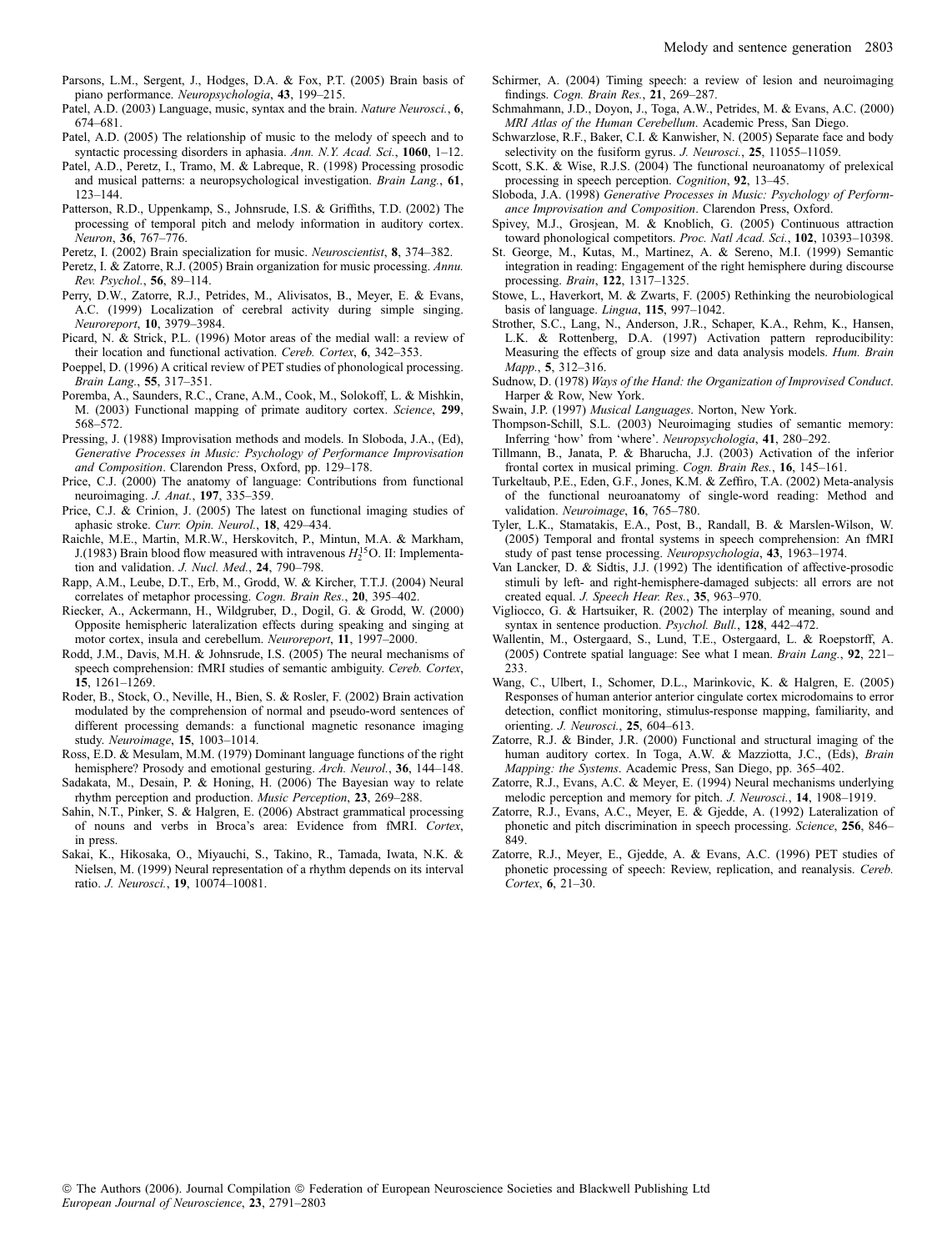Parsons, L.M., Sergent, J., Hodges, D.A. & Fox, P.T. (2005) Brain basis of piano performance. *Neuropsychologia*, **43**, 199–215.

Patel, A.D. (2003) Language, music, syntax and the brain. *Nature Neurosci.*, **6**, 674–681.

Patel, A.D. (2005) The relationship of music to the melody of speech and to syntactic processing disorders in aphasia. *Ann. N.Y. Acad. Sci.*, **1060**, 1–12.

Patel, A.D., Peretz, I., Tramo, M. & Labreque, R. (1998) Processing prosodic and musical patterns: a neuropsychological investigation. *Brain Lang.*, **61**, 123–144.

Patterson, R.D., Uppenkamp, S., Johnsrude, I.S. & Griffiths, T.D. (2002) The processing of temporal pitch and melody information in auditory cortex. *Neuron*, **36**, 767–776.

Peretz, I. (2002) Brain specialization for music. *Neuroscientist*, **8**, 374–382.

Peretz, I. & Zatorre, R.J. (2005) Brain organization for music processing. *Annu. Rev. Psychol.*, **56**, 89–114.

Perry, D.W., Zatorre, R.J., Petrides, M., Alivisatos, B., Meyer, E. & Evans, A.C. (1999) Localization of cerebral activity during simple singing. *Neuroreport*, **10**, 3979–3984.

Picard, N. & Strick, P.L. (1996) Motor areas of the medial wall: a review of their location and functional activation. *Cereb. Cortex*, **6**, 342–353.

Poeppel, D. (1996) A critical review of PET studies of phonological processing. *Brain Lang.*, **55**, 317–351.

Poremba, A., Saunders, R.C., Crane, A.M., Cook, M., Solokoff, L. & Mishkin, M. (2003) Functional mapping of primate auditory cortex. *Science*, **299**, 568–572.

Pressing, J. (1988) Improvisation methods and models. In Sloboda, J.A., (Ed), *Generative Processes in Music: Psychology of Performance Improvisation and Composition*. Clarendon Press, Oxford, pp. 129–178.

Price, C.J. (2000) The anatomy of language: Contributions from functional neuroimaging. *J. Anat.*, **197**, 335–359.

Price, C.J. & Crinion, J. (2005) The latest on functional imaging studies of aphasic stroke. *Curr. Opin. Neurol.*, **18**, 429–434.

Raichle, M.E., Martin, M.R.W., Herskovitch, P., Mintun, M.A. & Markham, J.(1983) Brain blood flow measured with intravenous $H_2^{15}O$. II: Implementation and validation. *J. Nucl. Med.*, **24**, 790–798.

Rapp, A.M., Leube, D.T., Erb, M., Grodd, W. & Kircher, T.T.J. (2004) Neural correlates of metaphor processing. *Cogn. Brain Res.*, **20**, 395–402.

Riecker, A., Ackermann, H., Wildgruber, D., Dogil, G. & Grodd, W. (2000) Opposite hemispheric lateralization effects during speaking and singing at motor cortex, insula and cerebellum. *Neuroreport*, **11**, 1997–2000.

Rodd, J.M., Davis, M.H. & Johnsrude, I.S. (2005) The neural mechanisms of speech comprehension: fMRI studies of semantic ambiguity. *Cereb. Cortex*, **15**, 1261–1269.

Roder, B., Stock, O., Neville, H., Bien, S. & Rosler, F. (2002) Brain activation modulated by the comprehension of normal and pseudo-word sentences of different processing demands: a functional magnetic resonance imaging study. *Neuroimage*, **15**, 1003–1014.

Ross, E.D. & Mesulam, M.M. (1979) Dominant language functions of the right hemisphere? Prosody and emotional gesturing. *Arch. Neurol.*, **36**, 144–148.

Sadakata, M., Desain, P. & Honing, H. (2006) The Bayesian way to relate rhythm perception and production. *Music Perception*, **23**, 269–288.

Sahin, N.T., Pinker, S. & Halgren, E. (2006) Abstract grammatical processing of nouns and verbs in Broca's area: Evidence from fMRI. *Cortex*, in press.

Sakai, K., Hikosaka, O., Miyauchi, S., Takino, R., Tamada, Iwata, N.K. & Nielsen, M. (1999) Neural representation of a rhythm depends on its interval ratio. *J. Neurosci.*, **19**, 10074–10081.

Schirmer, A. (2004) Timing speech: a review of lesion and neuroimaging findings. *Cogn. Brain Res.*, **21**, 269–287.

Schmahmann, J.D., Doyon, J., Toga, A.W., Petrides, M. & Evans, A.C. (2000) *MRI Atlas of the Human Cerebellum*. Academic Press, San Diego.

Schwarzlose, R.F., Baker, C.I. & Kanwisher, N. (2005) Separate face and body selectivity on the fusiform gyrus. *J. Neurosci.*, **25**, 11055–11059.

Scott, S.K. & Wise, R.J.S. (2004) The functional neuroanatomy of prelexical processing in speech perception. *Cognition*, **92**, 13–45.

Sloboda, J.A. (1998) *Generative Processes in Music: Psychology of Performance Improvisation and Composition*. Clarendon Press, Oxford.

Spivey, M.J., Grosjean, M. & Knoblich, G. (2005) Continuous attraction toward phonological competitors. *Proc. Natl Acad. Sci.*, **102**, 10393–10398.

St. George, M., Kutas, M., Martinez, A. & Sereno, M.I. (1999) Semantic integration in reading: Engagement of the right hemisphere during discourse processing. *Brain*, **122**, 1317–1325.

Stowe, L., Haverkort, M. & Zwarts, F. (2005) Rethinking the neurobiological basis of language. *Lingua*, **115**, 997–1042.

Strother, S.C., Lang, N., Anderson, J.R., Schaper, K.A., Rehm, K., Hansen, L.K. & Rottenberg, D.A. (1997) Activation pattern reproducibility: Measuring the effects of group size and data analysis models. *Hum. Brain Mapp.*, **5**, 312–316.

Sudnow, D. (1978) *Ways of the Hand: the Organization of Improvised Conduct*. Harper & Row, New York.

Swain, J.P. (1997) *Musical Languages*. Norton, New York.

Thompson-Schill, S.L. (2003) Neuroimaging studies of semantic memory: Inferring 'how' from 'where'. *Neuropsychologia*, **41**, 280–292.

Tillmann, B., Janata, P. & Bharucha, J.J. (2003) Activation of the inferior frontal cortex in musical priming. *Cogn. Brain Res.*, **16**, 145–161.

Turkeltaub, P.E., Eden, G.F., Jones, K.M. & Zeffiro, T.A. (2002) Meta-analysis of the functional neuroanatomy of single-word reading: Method and validation. *Neuroimage*, **16**, 765–780.

Tyler, L.K., Stamatakis, E.A., Post, B., Randall, B. & Marslen-Wilson, W. (2005) Temporal and frontal systems in speech comprehension: An fMRI study of past tense processing. *Neuropsychologia*, **43**, 1963–1974.

Van Lancker, D. & Sidtis, J.J. (1992) The identification of affective-prosodic stimuli by left- and right-hemisphere-damaged subjects: all errors are not created equal. *J. Speech Hear. Res.*, **35**, 963–970.

Vigliocco, G. & Hartsuiker, R. (2002) The interplay of meaning, sound and syntax in sentence production. *Psychol. Bull.*, **128**, 442–472.

Wallentin, M., Ostergaard, S., Lund, T.E., Ostergaard, L. & Roepstorff, A. (2005) Contrete spatial language: See what I mean. *Brain Lang.*, **92**, 221–233.

Wang, C., Ulbert, I., Schomer, D.L., Marinkovic, K. & Halgren, E. (2005) Responses of human anterior anterior cingulate cortex microdomains to error detection, conflict monitoring, stimulus-response mapping, familiarity, and orienting. *J. Neurosci.*, **25**, 604–613.

Zatorre, R.J. & Binder, J.R. (2000) Functional and structural imaging of the human auditory cortex. In Toga, A.W. & Mazziotta, J.C., (Eds), *Brain Mapping: the Systems*. Academic Press, San Diego, pp. 365–402.

Zatorre, R.J., Evans, A.C. & Meyer, E. (1994) Neural mechanisms underlying melodic perception and memory for pitch. *J. Neurosci.*, **14**, 1908–1919.

Zatorre, R.J., Evans, A.C., Meyer, E. & Gjedde, A. (1992) Lateralization of phonetic and pitch discrimination in speech processing. *Science*, **256**, 846–849.

Zatorre, R.J., Meyer, E., Gjedde, A. & Evans, A.C. (1996) PET studies of phonetic processing of speech: Review, replication, and reanalysis. *Cereb. Cortex*, **6**, 21–30.